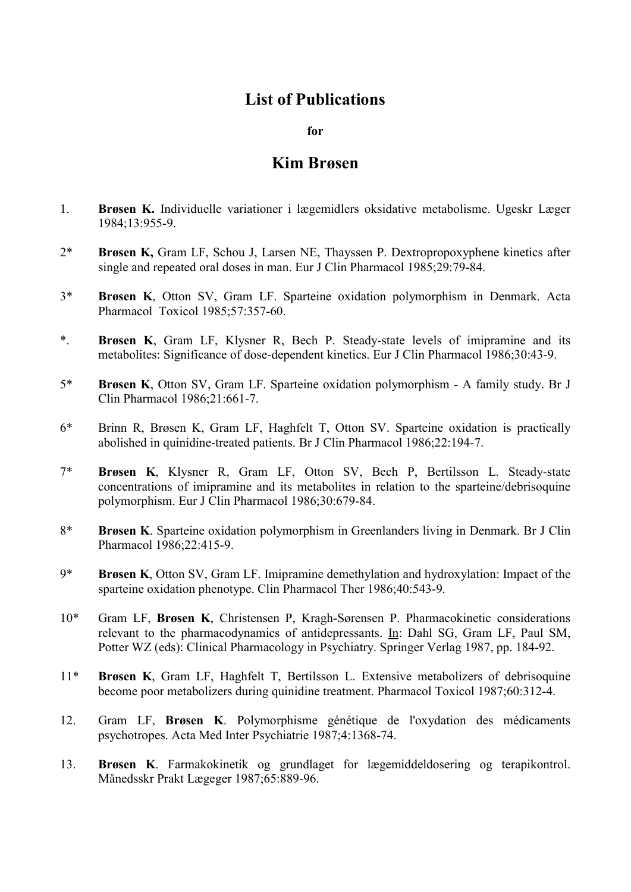# List of Publications

**for**

# Kim Brøsen

1. **Brøsen K.** Individuelle variationer i lægemidlers oksidative metabolisme. Ugeskr Læger 1984;13:955-9.

2* **Brøsen K,** Gram LF, Schou J, Larsen NE, Thayssen P. Dextropropoxyphene kinetics after single and repeated oral doses in man. Eur J Clin Pharmacol 1985;29:79-84.

3* **Brøsen K**, Otton SV, Gram LF. Sparteine oxidation polymorphism in Denmark. Acta Pharmacol Toxicol 1985;57:357-60.

*. **Brøsen K**, Gram LF, Klysner R, Bech P. Steady-state levels of imipramine and its metabolites: Significance of dose-dependent kinetics. Eur J Clin Pharmacol 1986;30:43-9.

5* **Brøsen K**, Otton SV, Gram LF. Sparteine oxidation polymorphism - A family study. Br J Clin Pharmacol 1986;21:661-7.

6* Brinn R, Brøsen K, Gram LF, Haghfelt T, Otton SV. Sparteine oxidation is practically abolished in quinidine-treated patients. Br J Clin Pharmacol 1986;22:194-7.

7* **Brøsen K**, Klysner R, Gram LF, Otton SV, Bech P, Bertilsson L. Steady-state concentrations of imipramine and its metabolites in relation to the sparteine/debrisoquine polymorphism. Eur J Clin Pharmacol 1986;30:679-84.

8* **Brøsen K**. Sparteine oxidation polymorphism in Greenlanders living in Denmark. Br J Clin Pharmacol 1986;22:415-9.

9* **Brøsen K**, Otton SV, Gram LF. Imipramine demethylation and hydroxylation: Impact of the sparteine oxidation phenotype. Clin Pharmacol Ther 1986;40:543-9.

10* Gram LF, **Brøsen K**, Christensen P, Kragh-Sørensen P. Pharmacokinetic considerations relevant to the pharmacodynamics of antidepressants. In: Dahl SG, Gram LF, Paul SM, Potter WZ (eds): Clinical Pharmacology in Psychiatry. Springer Verlag 1987, pp. 184-92.

11* **Brøsen K**, Gram LF, Haghfelt T, Bertilsson L. Extensive metabolizers of debrisoquine become poor metabolizers during quinidine treatment. Pharmacol Toxicol 1987;60:312-4.

12. Gram LF, **Brøsen K**. Polymorphisme génétique de l'oxydation des médicaments psychotropes. Acta Med Inter Psychiatrie 1987;4:1368-74.

13. **Brøsen K**. Farmakokinetik og grundlaget for lægemiddeldosering og terapikontrol. Månedsskr Prakt Lægeger 1987;65:889-96.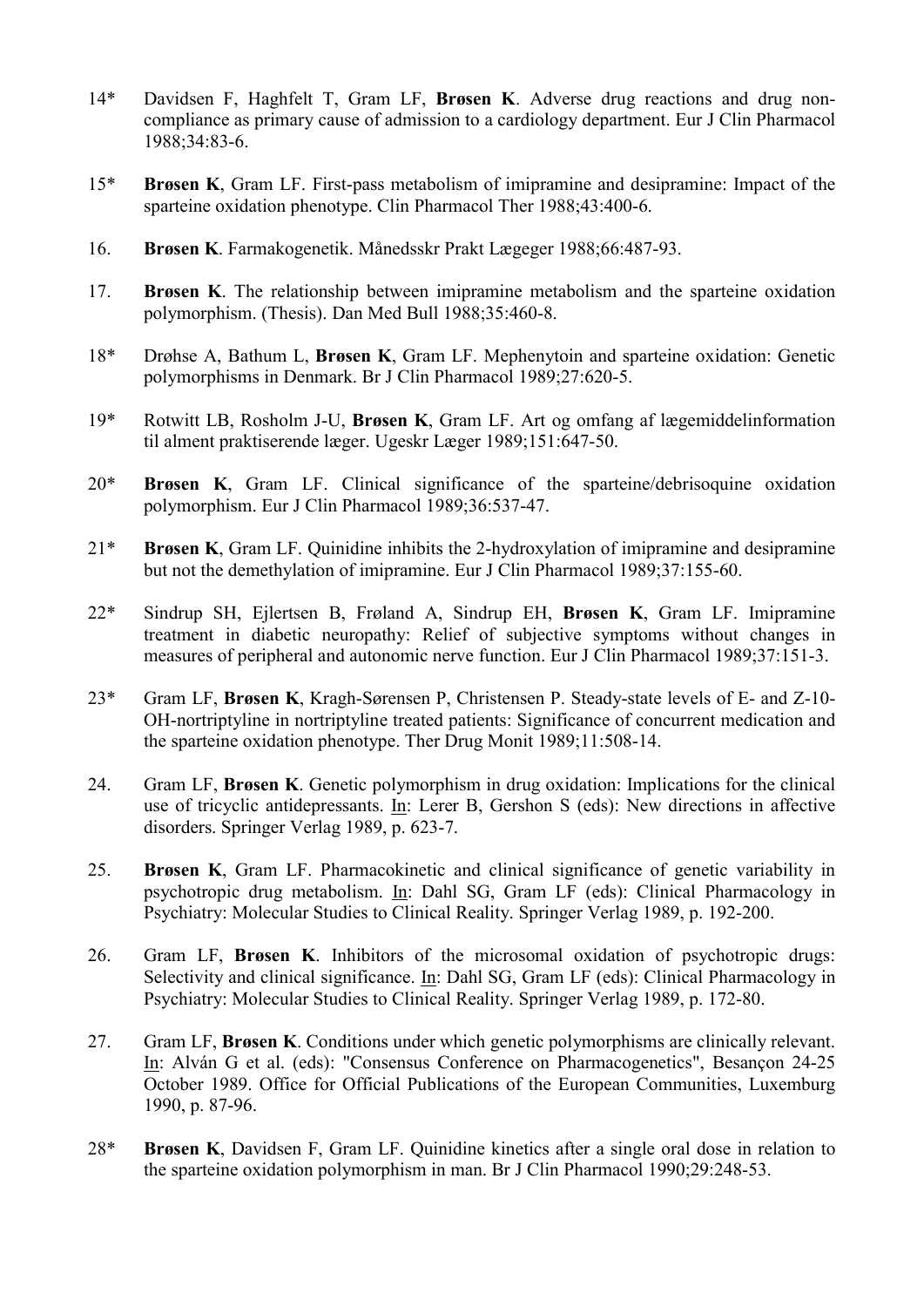14* Davidsen F, Haghfelt T, Gram LF, **Brøsen K**. Adverse drug reactions and drug non-compliance as primary cause of admission to a cardiology department. Eur J Clin Pharmacol 1988;34:83-6.

15* **Brøsen K**, Gram LF. First-pass metabolism of imipramine and desipramine: Impact of the sparteine oxidation phenotype. Clin Pharmacol Ther 1988;43:400-6.

16. **Brøsen K**. Farmakogenetik. Månedsskr Prakt Lægeger 1988;66:487-93.

17. **Brøsen K**. The relationship between imipramine metabolism and the sparteine oxidation polymorphism. (Thesis). Dan Med Bull 1988;35:460-8.

18* Drøhse A, Bathum L, **Brøsen K**, Gram LF. Mephenytoin and sparteine oxidation: Genetic polymorphisms in Denmark. Br J Clin Pharmacol 1989;27:620-5.

19* Rotwitt LB, Rosholm J-U, **Brøsen K**, Gram LF. Art og omfang af lægemiddelinformation til alment praktiserende læger. Ugeskr Læger 1989;151:647-50.

20* **Brøsen K**, Gram LF. Clinical significance of the sparteine/debrisoquine oxidation polymorphism. Eur J Clin Pharmacol 1989;36:537-47.

21* **Brøsen K**, Gram LF. Quinidine inhibits the 2-hydroxylation of imipramine and desipramine but not the demethylation of imipramine. Eur J Clin Pharmacol 1989;37:155-60.

22* Sindrup SH, Ejlertsen B, Frøland A, Sindrup EH, **Brøsen K**, Gram LF. Imipramine treatment in diabetic neuropathy: Relief of subjective symptoms without changes in measures of peripheral and autonomic nerve function. Eur J Clin Pharmacol 1989;37:151-3.

23* Gram LF, **Brøsen K**, Kragh-Sørensen P, Christensen P. Steady-state levels of E- and Z-10-OH-nortriptyline in nortriptyline treated patients: Significance of concurrent medication and the sparteine oxidation phenotype. Ther Drug Monit 1989;11:508-14.

24. Gram LF, **Brøsen K**. Genetic polymorphism in drug oxidation: Implications for the clinical use of tricyclic antidepressants. In: Lerer B, Gershon S (eds): New directions in affective disorders. Springer Verlag 1989, p. 623-7.

25. **Brøsen K**, Gram LF. Pharmacokinetic and clinical significance of genetic variability in psychotropic drug metabolism. In: Dahl SG, Gram LF (eds): Clinical Pharmacology in Psychiatry: Molecular Studies to Clinical Reality. Springer Verlag 1989, p. 192-200.

26. Gram LF, **Brøsen K**. Inhibitors of the microsomal oxidation of psychotropic drugs: Selectivity and clinical significance. In: Dahl SG, Gram LF (eds): Clinical Pharmacology in Psychiatry: Molecular Studies to Clinical Reality. Springer Verlag 1989, p. 172-80.

27. Gram LF, **Brøsen K**. Conditions under which genetic polymorphisms are clinically relevant. In: Alván G et al. (eds): "Consensus Conference on Pharmacogenetics", Besançon 24-25 October 1989. Office for Official Publications of the European Communities, Luxemburg 1990, p. 87-96.

28* **Brøsen K**, Davidsen F, Gram LF. Quinidine kinetics after a single oral dose in relation to the sparteine oxidation polymorphism in man. Br J Clin Pharmacol 1990;29:248-53.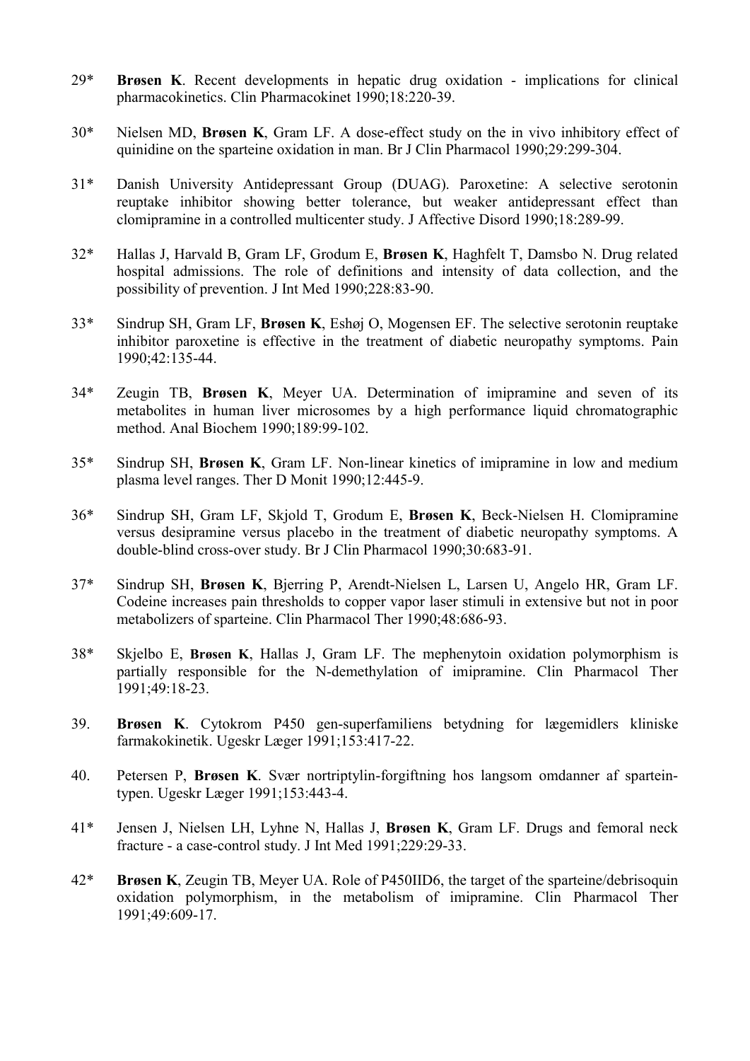29* **Brøsen K**. Recent developments in hepatic drug oxidation - implications for clinical pharmacokinetics. Clin Pharmacokinet 1990;18:220-39.

30* Nielsen MD, **Brøsen K**, Gram LF. A dose-effect study on the in vivo inhibitory effect of quinidine on the sparteine oxidation in man. Br J Clin Pharmacol 1990;29:299-304.

31* Danish University Antidepressant Group (DUAG). Paroxetine: A selective serotonin reuptake inhibitor showing better tolerance, but weaker antidepressant effect than clomipramine in a controlled multicenter study. J Affective Disord 1990;18:289-99.

32* Hallas J, Harvald B, Gram LF, Grodum E, **Brøsen K**, Haghfelt T, Damsbo N. Drug related hospital admissions. The role of definitions and intensity of data collection, and the possibility of prevention. J Int Med 1990;228:83-90.

33* Sindrup SH, Gram LF, **Brøsen K**, Eshøj O, Mogensen EF. The selective serotonin reuptake inhibitor paroxetine is effective in the treatment of diabetic neuropathy symptoms. Pain 1990;42:135-44.

34* Zeugin TB, **Brøsen K**, Meyer UA. Determination of imipramine and seven of its metabolites in human liver microsomes by a high performance liquid chromatographic method. Anal Biochem 1990;189:99-102.

35* Sindrup SH, **Brøsen K**, Gram LF. Non-linear kinetics of imipramine in low and medium plasma level ranges. Ther D Monit 1990;12:445-9.

36* Sindrup SH, Gram LF, Skjold T, Grodum E, **Brøsen K**, Beck-Nielsen H. Clomipramine versus desipramine versus placebo in the treatment of diabetic neuropathy symptoms. A double-blind cross-over study. Br J Clin Pharmacol 1990;30:683-91.

37* Sindrup SH, **Brøsen K**, Bjerring P, Arendt-Nielsen L, Larsen U, Angelo HR, Gram LF. Codeine increases pain thresholds to copper vapor laser stimuli in extensive but not in poor metabolizers of sparteine. Clin Pharmacol Ther 1990;48:686-93.

38* Skjelbo E, **Brøsen K**, Hallas J, Gram LF. The mephenytoin oxidation polymorphism is partially responsible for the N-demethylation of imipramine. Clin Pharmacol Ther 1991;49:18-23.

39. **Brøsen K**. Cytokrom P450 gen-superfamiliens betydning for lægemidlers kliniske farmakokinetik. Ugeskr Læger 1991;153:417-22.

40. Petersen P, **Brøsen K**. Svær nortriptylin-forgiftning hos langsom omdanner af spartein-typen. Ugeskr Læger 1991;153:443-4.

41* Jensen J, Nielsen LH, Lyhne N, Hallas J, **Brøsen K**, Gram LF. Drugs and femoral neck fracture - a case-control study. J Int Med 1991;229:29-33.

42* **Brøsen K**, Zeugin TB, Meyer UA. Role of P450IID6, the target of the sparteine/debrisoquin oxidation polymorphism, in the metabolism of imipramine. Clin Pharmacol Ther 1991;49:609-17.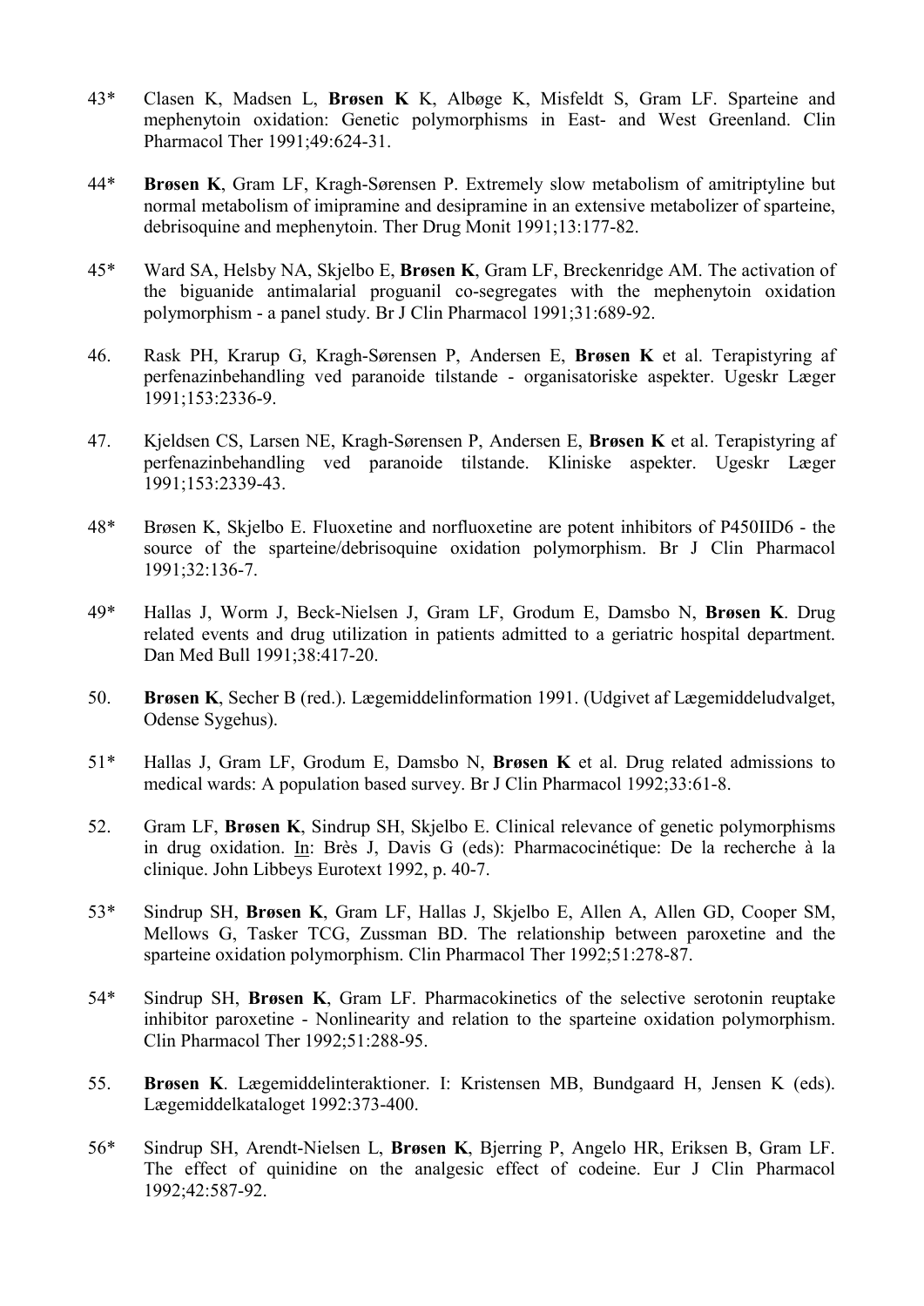43* Clasen K, Madsen L, **Brøsen K** K, Albøge K, Misfeldt S, Gram LF. Sparteine and mephenytoin oxidation: Genetic polymorphisms in East- and West Greenland. Clin Pharmacol Ther 1991;49:624-31.

44* **Brøsen K**, Gram LF, Kragh-Sørensen P. Extremely slow metabolism of amitriptyline but normal metabolism of imipramine and desipramine in an extensive metabolizer of sparteine, debrisoquine and mephenytoin. Ther Drug Monit 1991;13:177-82.

45* Ward SA, Helsby NA, Skjelbo E, **Brøsen K**, Gram LF, Breckenridge AM. The activation of the biguanide antimalarial proguanil co-segregates with the mephenytoin oxidation polymorphism - a panel study. Br J Clin Pharmacol 1991;31:689-92.

46. Rask PH, Krarup G, Kragh-Sørensen P, Andersen E, **Brøsen K** et al. Terapistyring af perfenazinbehandling ved paranoide tilstande - organisatoriske aspekter. Ugeskr Læger 1991;153:2336-9.

47. Kjeldsen CS, Larsen NE, Kragh-Sørensen P, Andersen E, **Brøsen K** et al. Terapistyring af perfenazinbehandling ved paranoide tilstande. Kliniske aspekter. Ugeskr Læger 1991;153:2339-43.

48* Brøsen K, Skjelbo E. Fluoxetine and norfluoxetine are potent inhibitors of P450IID6 - the source of the sparteine/debrisoquine oxidation polymorphism. Br J Clin Pharmacol 1991;32:136-7.

49* Hallas J, Worm J, Beck-Nielsen J, Gram LF, Grodum E, Damsbo N, **Brøsen K**. Drug related events and drug utilization in patients admitted to a geriatric hospital department. Dan Med Bull 1991;38:417-20.

50. **Brøsen K**, Secher B (red.). Lægemiddelinformation 1991. (Udgivet af Lægemiddeludvalget, Odense Sygehus).

51* Hallas J, Gram LF, Grodum E, Damsbo N, **Brøsen K** et al. Drug related admissions to medical wards: A population based survey. Br J Clin Pharmacol 1992;33:61-8.

52. Gram LF, **Brøsen K**, Sindrup SH, Skjelbo E. Clinical relevance of genetic polymorphisms in drug oxidation. In: Brès J, Davis G (eds): Pharmacocinétique: De la recherche à la clinique. John Libbeys Eurotext 1992, p. 40-7.

53* Sindrup SH, **Brøsen K**, Gram LF, Hallas J, Skjelbo E, Allen A, Allen GD, Cooper SM, Mellows G, Tasker TCG, Zussman BD. The relationship between paroxetine and the sparteine oxidation polymorphism. Clin Pharmacol Ther 1992;51:278-87.

54* Sindrup SH, **Brøsen K**, Gram LF. Pharmacokinetics of the selective serotonin reuptake inhibitor paroxetine - Nonlinearity and relation to the sparteine oxidation polymorphism. Clin Pharmacol Ther 1992;51:288-95.

55. **Brøsen K**. Lægemiddelinteraktioner. I: Kristensen MB, Bundgaard H, Jensen K (eds). Lægemiddelkataloget 1992:373-400.

56* Sindrup SH, Arendt-Nielsen L, **Brøsen K**, Bjerring P, Angelo HR, Eriksen B, Gram LF. The effect of quinidine on the analgesic effect of codeine. Eur J Clin Pharmacol 1992;42:587-92.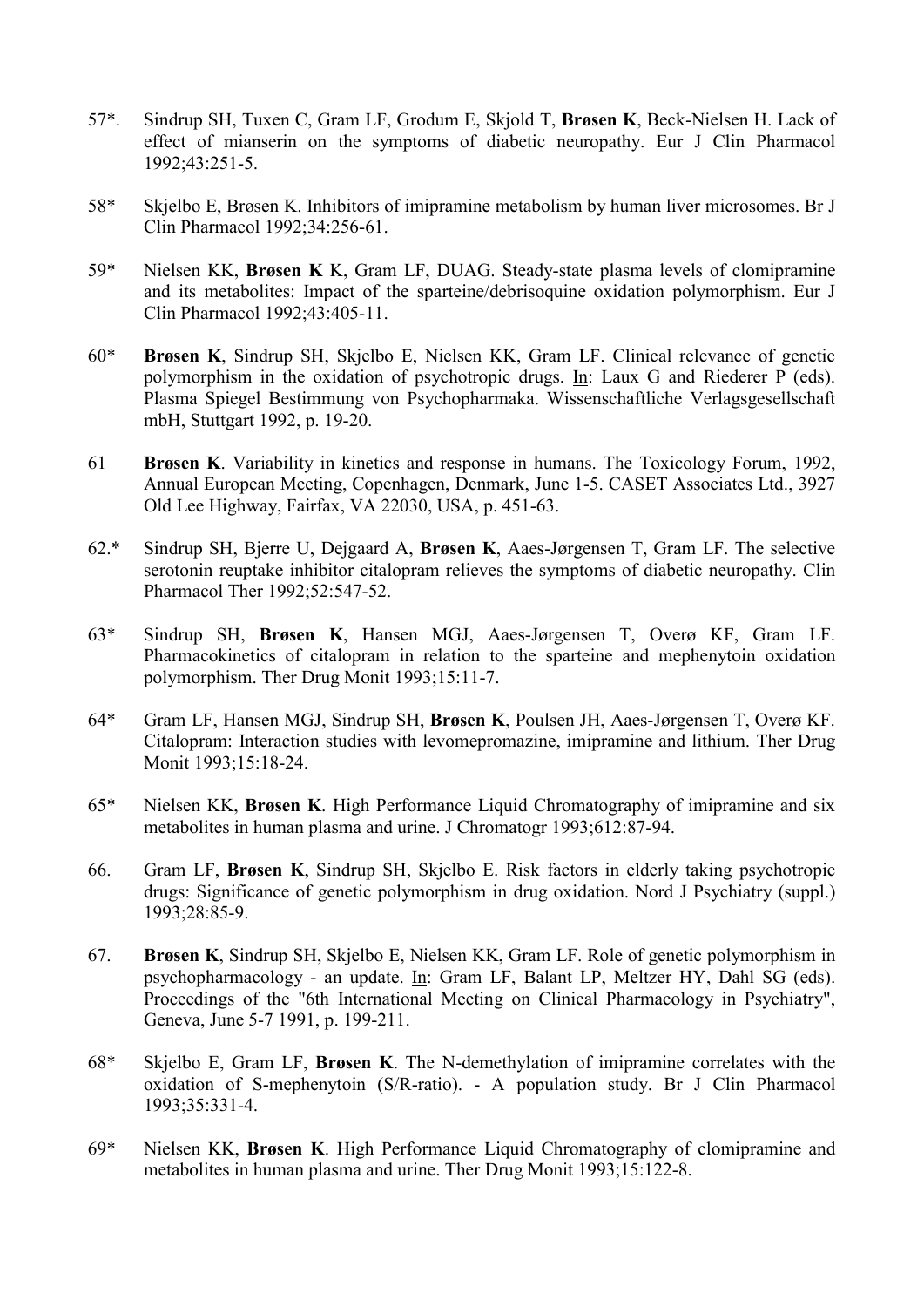57*. Sindrup SH, Tuxen C, Gram LF, Grodum E, Skjold T, **Brøsen K**, Beck-Nielsen H. Lack of effect of mianserin on the symptoms of diabetic neuropathy. Eur J Clin Pharmacol 1992;43:251-5.

58* Skjelbo E, Brøsen K. Inhibitors of imipramine metabolism by human liver microsomes. Br J Clin Pharmacol 1992;34:256-61.

59* Nielsen KK, **Brøsen K** K, Gram LF, DUAG. Steady-state plasma levels of clomipramine and its metabolites: Impact of the sparteine/debrisoquine oxidation polymorphism. Eur J Clin Pharmacol 1992;43:405-11.

60* **Brøsen K**, Sindrup SH, Skjelbo E, Nielsen KK, Gram LF. Clinical relevance of genetic polymorphism in the oxidation of psychotropic drugs. <u>In</u>: Laux G and Riederer P (eds). Plasma Spiegel Bestimmung von Psychopharmaka. Wissenschaftliche Verlagsgesellschaft mbH, Stuttgart 1992, p. 19-20.

61 **Brøsen K**. Variability in kinetics and response in humans. The Toxicology Forum, 1992, Annual European Meeting, Copenhagen, Denmark, June 1-5. CASET Associates Ltd., 3927 Old Lee Highway, Fairfax, VA 22030, USA, p. 451-63.

62.* Sindrup SH, Bjerre U, Dejgaard A, **Brøsen K**, Aaes-Jørgensen T, Gram LF. The selective serotonin reuptake inhibitor citalopram relieves the symptoms of diabetic neuropathy. Clin Pharmacol Ther 1992;52:547-52.

63* Sindrup SH, **Brøsen K**, Hansen MGJ, Aaes-Jørgensen T, Overø KF, Gram LF. Pharmacokinetics of citalopram in relation to the sparteine and mephenytoin oxidation polymorphism. Ther Drug Monit 1993;15:11-7.

64* Gram LF, Hansen MGJ, Sindrup SH, **Brøsen K**, Poulsen JH, Aaes-Jørgensen T, Overø KF. Citalopram: Interaction studies with levomepromazine, imipramine and lithium. Ther Drug Monit 1993;15:18-24.

65* Nielsen KK, **Brøsen K**. High Performance Liquid Chromatography of imipramine and six metabolites in human plasma and urine. J Chromatogr 1993;612:87-94.

66. Gram LF, **Brøsen K**, Sindrup SH, Skjelbo E. Risk factors in elderly taking psychotropic drugs: Significance of genetic polymorphism in drug oxidation. Nord J Psychiatry (suppl.) 1993;28:85-9.

67. **Brøsen K**, Sindrup SH, Skjelbo E, Nielsen KK, Gram LF. Role of genetic polymorphism in psychopharmacology - an update. <u>In</u>: Gram LF, Balant LP, Meltzer HY, Dahl SG (eds). Proceedings of the "6th International Meeting on Clinical Pharmacology in Psychiatry", Geneva, June 5-7 1991, p. 199-211.

68* Skjelbo E, Gram LF, **Brøsen K**. The N-demethylation of imipramine correlates with the oxidation of S-mephenytoin (S/R-ratio). - A population study. Br J Clin Pharmacol 1993;35:331-4.

69* Nielsen KK, **Brøsen K**. High Performance Liquid Chromatography of clomipramine and metabolites in human plasma and urine. Ther Drug Monit 1993;15:122-8.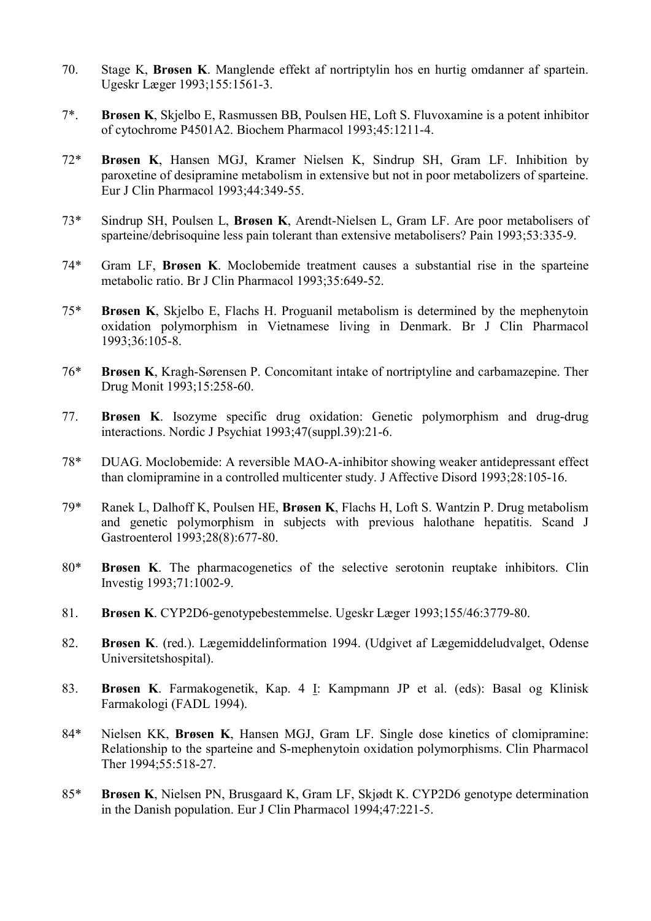70. Stage K, **Brøsen K**. Manglende effekt af nortriptylin hos en hurtig omdanner af spartein. Ugeskr Læger 1993;155:1561-3.

7*. **Brøsen K**, Skjelbo E, Rasmussen BB, Poulsen HE, Loft S. Fluvoxamine is a potent inhibitor of cytochrome P4501A2. Biochem Pharmacol 1993;45:1211-4.

72* **Brøsen K**, Hansen MGJ, Kramer Nielsen K, Sindrup SH, Gram LF. Inhibition by paroxetine of desipramine metabolism in extensive but not in poor metabolizers of sparteine. Eur J Clin Pharmacol 1993;44:349-55.

73* Sindrup SH, Poulsen L, **Brøsen K**, Arendt-Nielsen L, Gram LF. Are poor metabolisers of sparteine/debrisoquine less pain tolerant than extensive metabolisers? Pain 1993;53:335-9.

74* Gram LF, **Brøsen K**. Moclobemide treatment causes a substantial rise in the sparteine metabolic ratio. Br J Clin Pharmacol 1993;35:649-52.

75* **Brøsen K**, Skjelbo E, Flachs H. Proguanil metabolism is determined by the mephenytoin oxidation polymorphism in Vietnamese living in Denmark. Br J Clin Pharmacol 1993;36:105-8.

76* **Brøsen K**, Kragh-Sørensen P. Concomitant intake of nortriptyline and carbamazepine. Ther Drug Monit 1993;15:258-60.

77. **Brøsen K**. Isozyme specific drug oxidation: Genetic polymorphism and drug-drug interactions. Nordic J Psychiat 1993;47(suppl.39):21-6.

78* DUAG. Moclobemide: A reversible MAO-A-inhibitor showing weaker antidepressant effect than clomipramine in a controlled multicenter study. J Affective Disord 1993;28:105-16.

79* Ranek L, Dalhoff K, Poulsen HE, **Brøsen K**, Flachs H, Loft S. Wantzin P. Drug metabolism and genetic polymorphism in subjects with previous halothane hepatitis. Scand J Gastroenterol 1993;28(8):677-80.

80* **Brøsen K**. The pharmacogenetics of the selective serotonin reuptake inhibitors. Clin Investig 1993;71:1002-9.

81. **Brøsen K**. CYP2D6-genotypebestemmelse. Ugeskr Læger 1993;155/46:3779-80.

82. **Brøsen K**. (red.). Lægemiddelinformation 1994. (Udgivet af Lægemiddeludvalget, Odense Universitetshospital).

83. **Brøsen K**. Farmakogenetik, Kap. 4 I: Kampmann JP et al. (eds): Basal og Klinisk Farmakologi (FADL 1994).

84* Nielsen KK, **Brøsen K**, Hansen MGJ, Gram LF. Single dose kinetics of clomipramine: Relationship to the sparteine and S-mephenytoin oxidation polymorphisms. Clin Pharmacol Ther 1994;55:518-27.

85* **Brøsen K**, Nielsen PN, Brusgaard K, Gram LF, Skjødt K. CYP2D6 genotype determination in the Danish population. Eur J Clin Pharmacol 1994;47:221-5.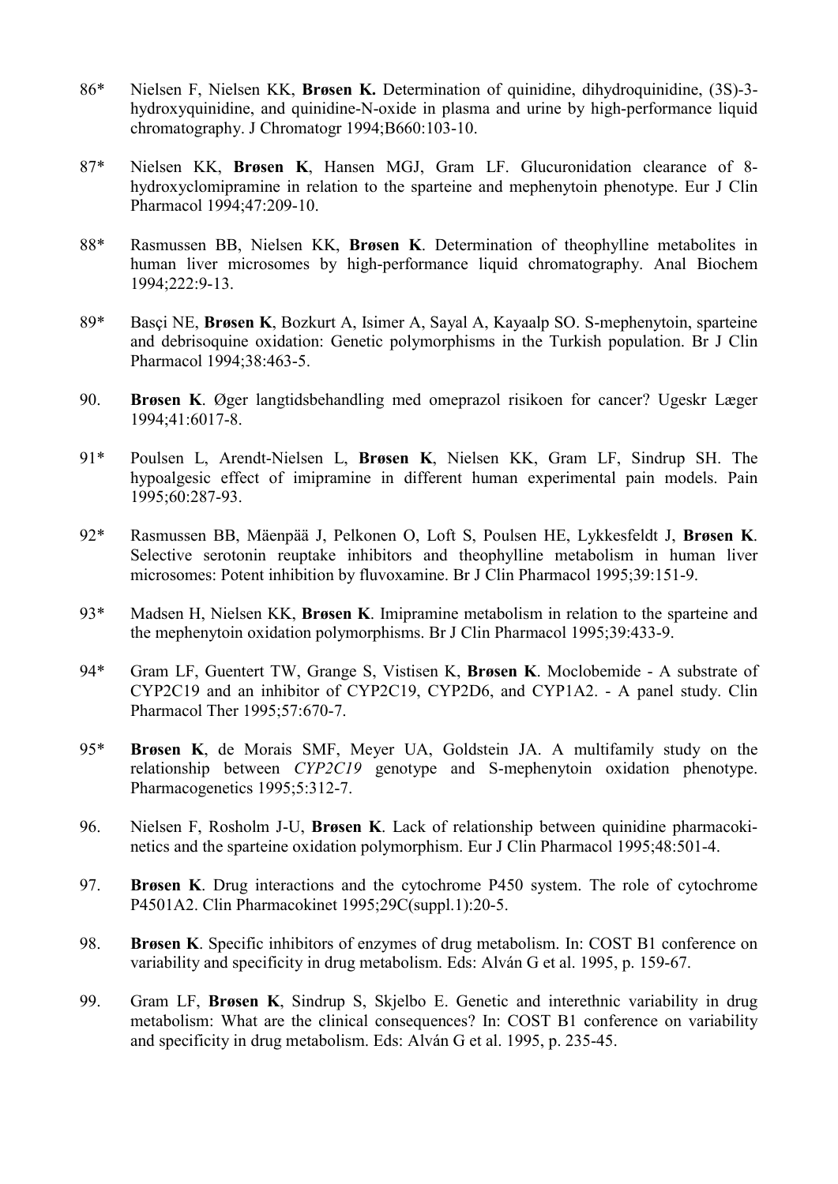86* Nielsen F, Nielsen KK, **Brøsen K.** Determination of quinidine, dihydroquinidine, (3S)-3-hydroxyquinidine, and quinidine-N-oxide in plasma and urine by high-performance liquid chromatography. J Chromatogr 1994;B660:103-10.

87* Nielsen KK, **Brøsen K**, Hansen MGJ, Gram LF. Glucuronidation clearance of 8-hydroxyclomipramine in relation to the sparteine and mephenytoin phenotype. Eur J Clin Pharmacol 1994;47:209-10.

88* Rasmussen BB, Nielsen KK, **Brøsen K**. Determination of theophylline metabolites in human liver microsomes by high-performance liquid chromatography. Anal Biochem 1994;222:9-13.

89* Basçi NE, **Brøsen K**, Bozkurt A, Isimer A, Sayal A, Kayaalp SO. S-mephenytoin, sparteine and debrisoquine oxidation: Genetic polymorphisms in the Turkish population. Br J Clin Pharmacol 1994;38:463-5.

90. **Brøsen K**. Øger langtidsbehandling med omeprazol risikoen for cancer? Ugeskr Læger 1994;41:6017-8.

91* Poulsen L, Arendt-Nielsen L, **Brøsen K**, Nielsen KK, Gram LF, Sindrup SH. The hypoalgesic effect of imipramine in different human experimental pain models. Pain 1995;60:287-93.

92* Rasmussen BB, Mäenpää J, Pelkonen O, Loft S, Poulsen HE, Lykkesfeldt J, **Brøsen K**. Selective serotonin reuptake inhibitors and theophylline metabolism in human liver microsomes: Potent inhibition by fluvoxamine. Br J Clin Pharmacol 1995;39:151-9.

93* Madsen H, Nielsen KK, **Brøsen K**. Imipramine metabolism in relation to the sparteine and the mephenytoin oxidation polymorphisms. Br J Clin Pharmacol 1995;39:433-9.

94* Gram LF, Guentert TW, Grange S, Vistisen K, **Brøsen K**. Moclobemide - A substrate of CYP2C19 and an inhibitor of CYP2C19, CYP2D6, and CYP1A2. - A panel study. Clin Pharmacol Ther 1995;57:670-7.

95* **Brøsen K**, de Morais SMF, Meyer UA, Goldstein JA. A multifamily study on the relationship between *CYP2C19* genotype and S-mephenytoin oxidation phenotype. Pharmacogenetics 1995;5:312-7.

96. Nielsen F, Rosholm J-U, **Brøsen K**. Lack of relationship between quinidine pharmacokinetics and the sparteine oxidation polymorphism. Eur J Clin Pharmacol 1995;48:501-4.

97. **Brøsen K**. Drug interactions and the cytochrome P450 system. The role of cytochrome P4501A2. Clin Pharmacokinet 1995;29C(suppl.1):20-5.

98. **Brøsen K**. Specific inhibitors of enzymes of drug metabolism. In: COST B1 conference on variability and specificity in drug metabolism. Eds: Alván G et al. 1995, p. 159-67.

99. Gram LF, **Brøsen K**, Sindrup S, Skjelbo E. Genetic and interethnic variability in drug metabolism: What are the clinical consequences? In: COST B1 conference on variability and specificity in drug metabolism. Eds: Alván G et al. 1995, p. 235-45.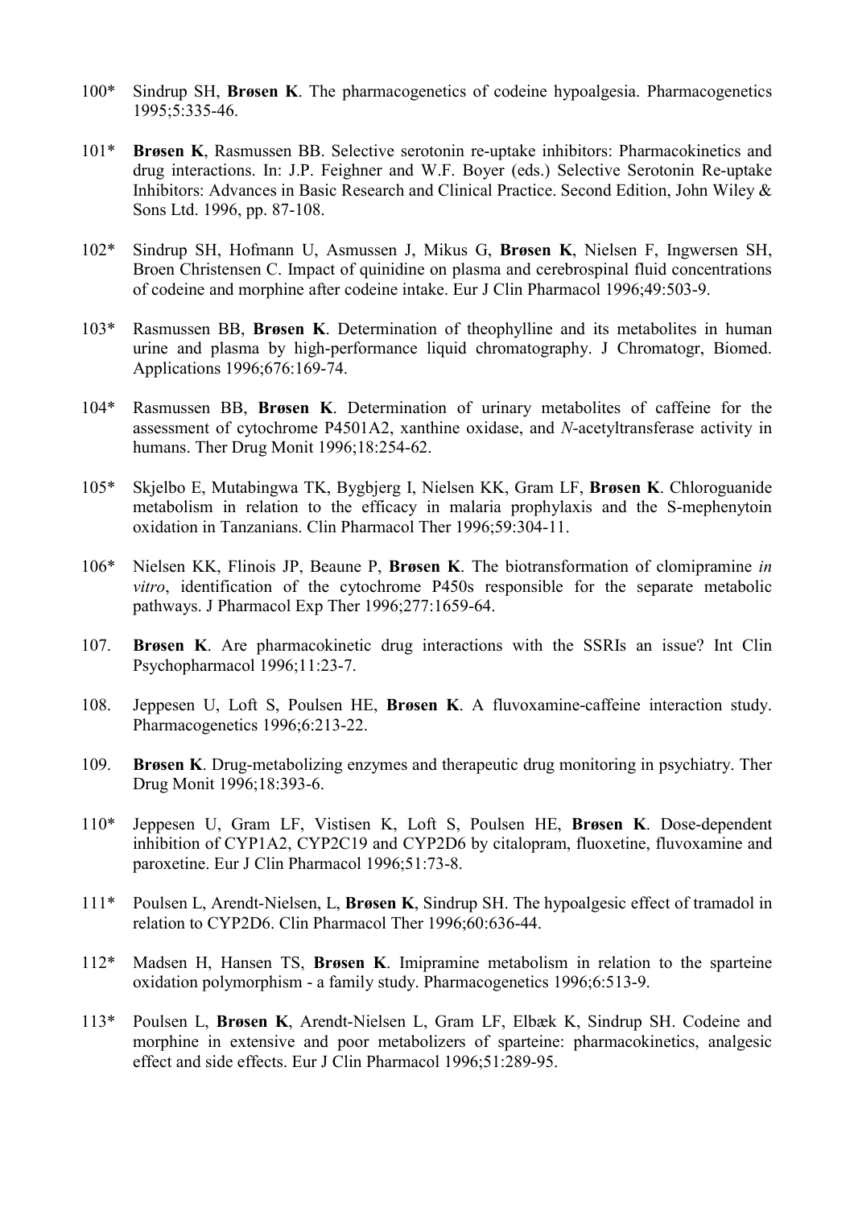100* Sindrup SH, **Brøsen K**. The pharmacogenetics of codeine hypoalgesia. Pharmacogenetics 1995;5:335-46.

101* **Brøsen K**, Rasmussen BB. Selective serotonin re-uptake inhibitors: Pharmacokinetics and drug interactions. In: J.P. Feighner and W.F. Boyer (eds.) Selective Serotonin Re-uptake Inhibitors: Advances in Basic Research and Clinical Practice. Second Edition, John Wiley & Sons Ltd. 1996, pp. 87-108.

102* Sindrup SH, Hofmann U, Asmussen J, Mikus G, **Brøsen K**, Nielsen F, Ingwersen SH, Broen Christensen C. Impact of quinidine on plasma and cerebrospinal fluid concentrations of codeine and morphine after codeine intake. Eur J Clin Pharmacol 1996;49:503-9.

103* Rasmussen BB, **Brøsen K**. Determination of theophylline and its metabolites in human urine and plasma by high-performance liquid chromatography. J Chromatogr, Biomed. Applications 1996;676:169-74.

104* Rasmussen BB, **Brøsen K**. Determination of urinary metabolites of caffeine for the assessment of cytochrome P4501A2, xanthine oxidase, and *N*-acetyltransferase activity in humans. Ther Drug Monit 1996;18:254-62.

105* Skjelbo E, Mutabingwa TK, Bygbjerg I, Nielsen KK, Gram LF, **Brøsen K**. Chloroguanide metabolism in relation to the efficacy in malaria prophylaxis and the S-mephenytoin oxidation in Tanzanians. Clin Pharmacol Ther 1996;59:304-11.

106* Nielsen KK, Flinois JP, Beaune P, **Brøsen K**. The biotransformation of clomipramine *in vitro*, identification of the cytochrome P450s responsible for the separate metabolic pathways. J Pharmacol Exp Ther 1996;277:1659-64.

107. **Brøsen K**. Are pharmacokinetic drug interactions with the SSRIs an issue? Int Clin Psychopharmacol 1996;11:23-7.

108. Jeppesen U, Loft S, Poulsen HE, **Brøsen K**. A fluvoxamine-caffeine interaction study. Pharmacogenetics 1996;6:213-22.

109. **Brøsen K**. Drug-metabolizing enzymes and therapeutic drug monitoring in psychiatry. Ther Drug Monit 1996;18:393-6.

110* Jeppesen U, Gram LF, Vistisen K, Loft S, Poulsen HE, **Brøsen K**. Dose-dependent inhibition of CYP1A2, CYP2C19 and CYP2D6 by citalopram, fluoxetine, fluvoxamine and paroxetine. Eur J Clin Pharmacol 1996;51:73-8.

111* Poulsen L, Arendt-Nielsen, L, **Brøsen K**, Sindrup SH. The hypoalgesic effect of tramadol in relation to CYP2D6. Clin Pharmacol Ther 1996;60:636-44.

112* Madsen H, Hansen TS, **Brøsen K**. Imipramine metabolism in relation to the sparteine oxidation polymorphism - a family study. Pharmacogenetics 1996;6:513-9.

113* Poulsen L, **Brøsen K**, Arendt-Nielsen L, Gram LF, Elbæk K, Sindrup SH. Codeine and morphine in extensive and poor metabolizers of sparteine: pharmacokinetics, analgesic effect and side effects. Eur J Clin Pharmacol 1996;51:289-95.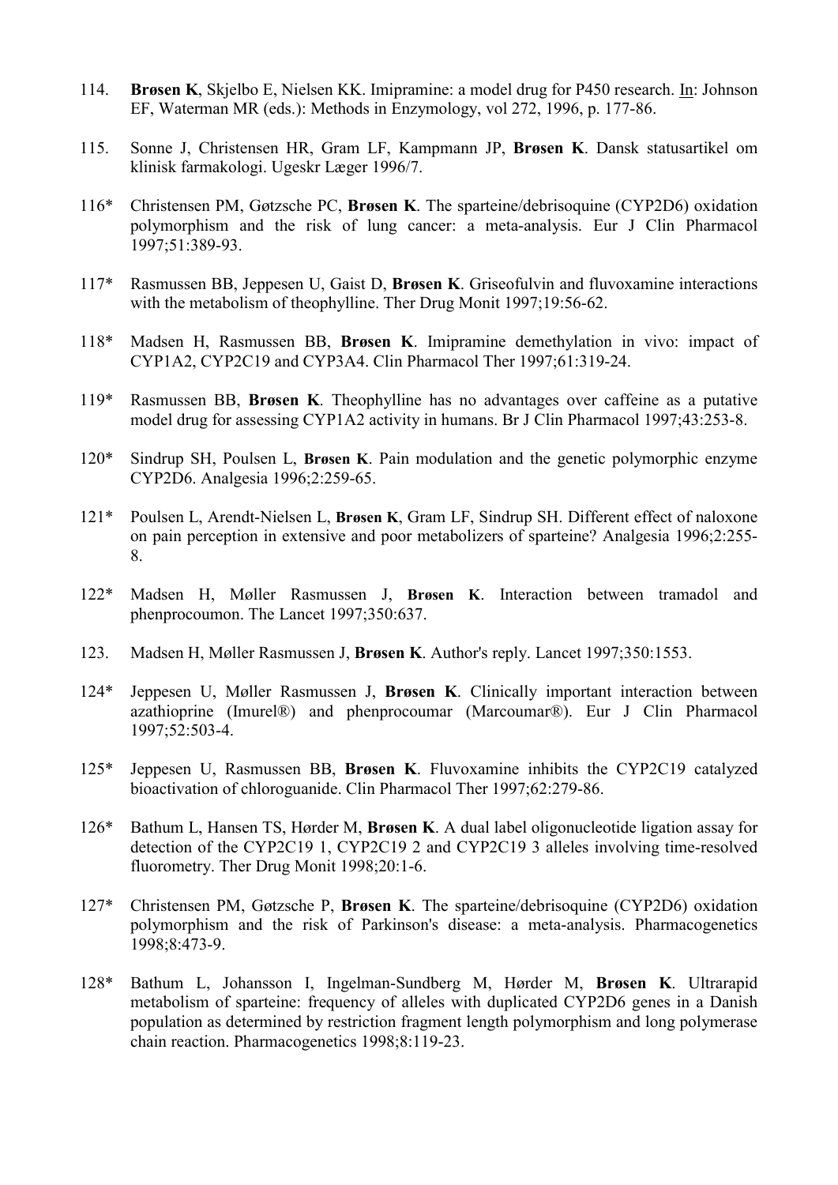114. **Brøsen K**, Skjelbo E, Nielsen KK. Imipramine: a model drug for P450 research. In: Johnson EF, Waterman MR (eds.): Methods in Enzymology, vol 272, 1996, p. 177-86.

115. Sonne J, Christensen HR, Gram LF, Kampmann JP, **Brøsen K**. Dansk statusartikel om klinisk farmakologi. Ugeskr Læger 1996/7.

116* Christensen PM, Gøtzsche PC, **Brøsen K**. The sparteine/debrisoquine (CYP2D6) oxidation polymorphism and the risk of lung cancer: a meta-analysis. Eur J Clin Pharmacol 1997;51:389-93.

117* Rasmussen BB, Jeppesen U, Gaist D, **Brøsen K**. Griseofulvin and fluvoxamine interactions with the metabolism of theophylline. Ther Drug Monit 1997;19:56-62.

118* Madsen H, Rasmussen BB, **Brøsen K**. Imipramine demethylation in vivo: impact of CYP1A2, CYP2C19 and CYP3A4. Clin Pharmacol Ther 1997;61:319-24.

119* Rasmussen BB, **Brøsen K**. Theophylline has no advantages over caffeine as a putative model drug for assessing CYP1A2 activity in humans. Br J Clin Pharmacol 1997;43:253-8.

120* Sindrup SH, Poulsen L, **Brøsen K**. Pain modulation and the genetic polymorphic enzyme CYP2D6. Analgesia 1996;2:259-65.

121* Poulsen L, Arendt-Nielsen L, **Brøsen K**, Gram LF, Sindrup SH. Different effect of naloxone on pain perception in extensive and poor metabolizers of sparteine? Analgesia 1996;2:255-8.

122* Madsen H, Møller Rasmussen J, **Brøsen K**. Interaction between tramadol and phenprocoumon. The Lancet 1997;350:637.

123. Madsen H, Møller Rasmussen J, **Brøsen K**. Author's reply. Lancet 1997;350:1553.

124* Jeppesen U, Møller Rasmussen J, **Brøsen K**. Clinically important interaction between azathioprine (Imurel®) and phenprocoumar (Marcoumar®). Eur J Clin Pharmacol 1997;52:503-4.

125* Jeppesen U, Rasmussen BB, **Brøsen K**. Fluvoxamine inhibits the CYP2C19 catalyzed bioactivation of chloroguanide. Clin Pharmacol Ther 1997;62:279-86.

126* Bathum L, Hansen TS, Hørder M, **Brøsen K**. A dual label oligonucleotide ligation assay for detection of the CYP2C19 1, CYP2C19 2 and CYP2C19 3 alleles involving time-resolved fluorometry. Ther Drug Monit 1998;20:1-6.

127* Christensen PM, Gøtzsche P, **Brøsen K**. The sparteine/debrisoquine (CYP2D6) oxidation polymorphism and the risk of Parkinson's disease: a meta-analysis. Pharmacogenetics 1998;8:473-9.

128* Bathum L, Johansson I, Ingelman-Sundberg M, Hørder M, **Brøsen K**. Ultrarapid metabolism of sparteine: frequency of alleles with duplicated CYP2D6 genes in a Danish population as determined by restriction fragment length polymorphism and long polymerase chain reaction. Pharmacogenetics 1998;8:119-23.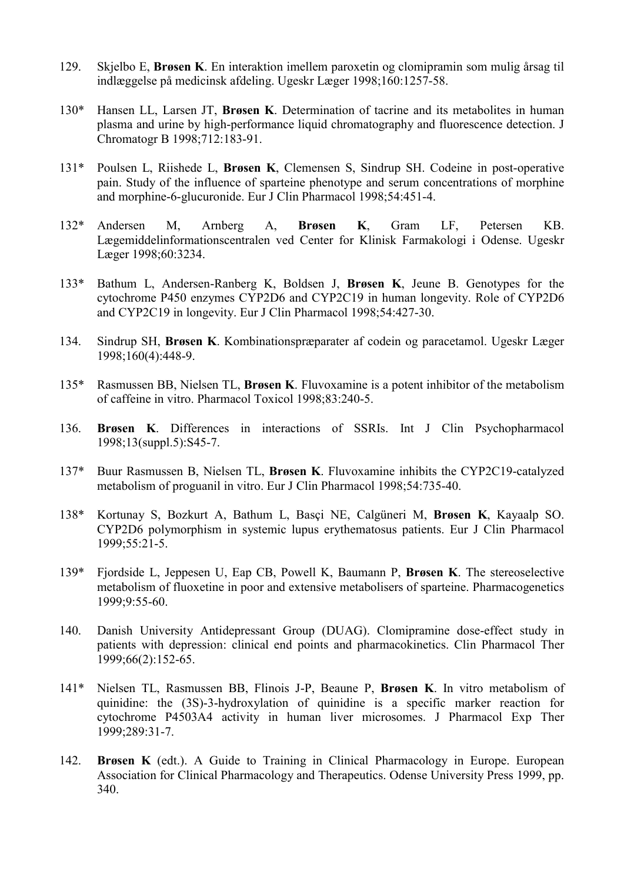129. Skjelbo E, **Brøsen K**. En interaktion imellem paroxetin og clomipramin som mulig årsag til indlæggelse på medicinsk afdeling. Ugeskr Læger 1998;160:1257-58.

130* Hansen LL, Larsen JT, **Brøsen K**. Determination of tacrine and its metabolites in human plasma and urine by high-performance liquid chromatography and fluorescence detection. J Chromatogr B 1998;712:183-91.

131* Poulsen L, Riishede L, **Brøsen K**, Clemensen S, Sindrup SH. Codeine in post-operative pain. Study of the influence of sparteine phenotype and serum concentrations of morphine and morphine-6-glucuronide. Eur J Clin Pharmacol 1998;54:451-4.

132* Andersen M, Arnberg A, **Brøsen K**, Gram LF, Petersen KB. Lægemiddelinformationscentralen ved Center for Klinisk Farmakologi i Odense. Ugeskr Læger 1998;60:3234.

133* Bathum L, Andersen-Ranberg K, Boldsen J, **Brøsen K**, Jeune B. Genotypes for the cytochrome P450 enzymes CYP2D6 and CYP2C19 in human longevity. Role of CYP2D6 and CYP2C19 in longevity. Eur J Clin Pharmacol 1998;54:427-30.

134. Sindrup SH, **Brøsen K**. Kombinationspræparater af codein og paracetamol. Ugeskr Læger 1998;160(4):448-9.

135* Rasmussen BB, Nielsen TL, **Brøsen K**. Fluvoxamine is a potent inhibitor of the metabolism of caffeine in vitro. Pharmacol Toxicol 1998;83:240-5.

136. **Brøsen K**. Differences in interactions of SSRIs. Int J Clin Psychopharmacol 1998;13(suppl.5):S45-7.

137* Buur Rasmussen B, Nielsen TL, **Brøsen K**. Fluvoxamine inhibits the CYP2C19-catalyzed metabolism of proguanil in vitro. Eur J Clin Pharmacol 1998;54:735-40.

138* Kortunay S, Bozkurt A, Bathum L, Basçi NE, Calgüneri M, **Brøsen K**, Kayaalp SO. CYP2D6 polymorphism in systemic lupus erythematosus patients. Eur J Clin Pharmacol 1999;55:21-5.

139* Fjordside L, Jeppesen U, Eap CB, Powell K, Baumann P, **Brøsen K**. The stereoselective metabolism of fluoxetine in poor and extensive metabolisers of sparteine. Pharmacogenetics 1999;9:55-60.

140. Danish University Antidepressant Group (DUAG). Clomipramine dose-effect study in patients with depression: clinical end points and pharmacokinetics. Clin Pharmacol Ther 1999;66(2):152-65.

141* Nielsen TL, Rasmussen BB, Flinois J-P, Beaune P, **Brøsen K**. In vitro metabolism of quinidine: the (3S)-3-hydroxylation of quinidine is a specific marker reaction for cytochrome P4503A4 activity in human liver microsomes. J Pharmacol Exp Ther 1999;289:31-7.

142. **Brøsen K** (edt.). A Guide to Training in Clinical Pharmacology in Europe. European Association for Clinical Pharmacology and Therapeutics. Odense University Press 1999, pp. 340.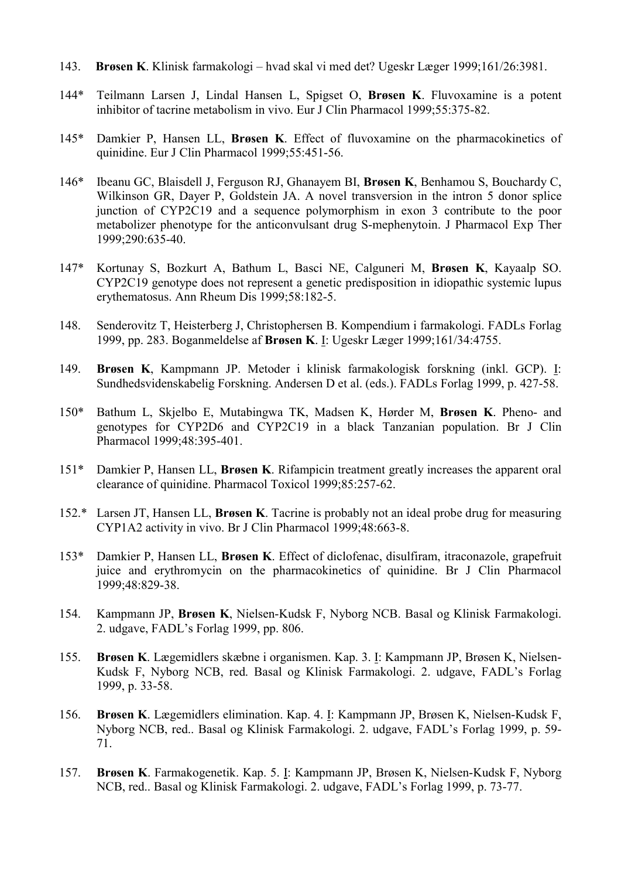143. **Brøsen K**. Klinisk farmakologi – hvad skal vi med det? Ugeskr Læger 1999;161/26:3981.

144* Teilmann Larsen J, Lindal Hansen L, Spigset O, **Brøsen K**. Fluvoxamine is a potent inhibitor of tacrine metabolism in vivo. Eur J Clin Pharmacol 1999;55:375-82.

145* Damkier P, Hansen LL, **Brøsen K**. Effect of fluvoxamine on the pharmacokinetics of quinidine. Eur J Clin Pharmacol 1999;55:451-56.

146* Ibeanu GC, Blaisdell J, Ferguson RJ, Ghanayem BI, **Brøsen K**, Benhamou S, Bouchardy C, Wilkinson GR, Dayer P, Goldstein JA. A novel transversion in the intron 5 donor splice junction of CYP2C19 and a sequence polymorphism in exon 3 contribute to the poor metabolizer phenotype for the anticonvulsant drug S-mephenytoin. J Pharmacol Exp Ther 1999;290:635-40.

147* Kortunay S, Bozkurt A, Bathum L, Basci NE, Calguneri M, **Brøsen K**, Kayaalp SO. CYP2C19 genotype does not represent a genetic predisposition in idiopathic systemic lupus erythematosus. Ann Rheum Dis 1999;58:182-5.

148. Senderovitz T, Heisterberg J, Christophersen B. Kompendium i farmakologi. FADLs Forlag 1999, pp. 283. Boganmeldelse af **Brøsen K**. I: Ugeskr Læger 1999;161/34:4755.

149. **Brøsen K**, Kampmann JP. Metoder i klinisk farmakologisk forskning (inkl. GCP). I: Sundhedsvidenskabelig Forskning. Andersen D et al. (eds.). FADLs Forlag 1999, p. 427-58.

150* Bathum L, Skjelbo E, Mutabingwa TK, Madsen K, Hørder M, **Brøsen K**. Pheno- and genotypes for CYP2D6 and CYP2C19 in a black Tanzanian population. Br J Clin Pharmacol 1999;48:395-401.

151* Damkier P, Hansen LL, **Brøsen K**. Rifampicin treatment greatly increases the apparent oral clearance of quinidine. Pharmacol Toxicol 1999;85:257-62.

152.* Larsen JT, Hansen LL, **Brøsen K**. Tacrine is probably not an ideal probe drug for measuring CYP1A2 activity in vivo. Br J Clin Pharmacol 1999;48:663-8.

153* Damkier P, Hansen LL, **Brøsen K**. Effect of diclofenac, disulfiram, itraconazole, grapefruit juice and erythromycin on the pharmacokinetics of quinidine. Br J Clin Pharmacol 1999;48:829-38.

154. Kampmann JP, **Brøsen K**, Nielsen-Kudsk F, Nyborg NCB. Basal og Klinisk Farmakologi. 2. udgave, FADL's Forlag 1999, pp. 806.

155. **Brøsen K**. Lægemidlers skæbne i organismen. Kap. 3. I: Kampmann JP, Brøsen K, Nielsen-Kudsk F, Nyborg NCB, red. Basal og Klinisk Farmakologi. 2. udgave, FADL's Forlag 1999, p. 33-58.

156. **Brøsen K**. Lægemidlers elimination. Kap. 4. I: Kampmann JP, Brøsen K, Nielsen-Kudsk F, Nyborg NCB, red.. Basal og Klinisk Farmakologi. 2. udgave, FADL's Forlag 1999, p. 59-71.

157. **Brøsen K**. Farmakogenetik. Kap. 5. I: Kampmann JP, Brøsen K, Nielsen-Kudsk F, Nyborg NCB, red.. Basal og Klinisk Farmakologi. 2. udgave, FADL's Forlag 1999, p. 73-77.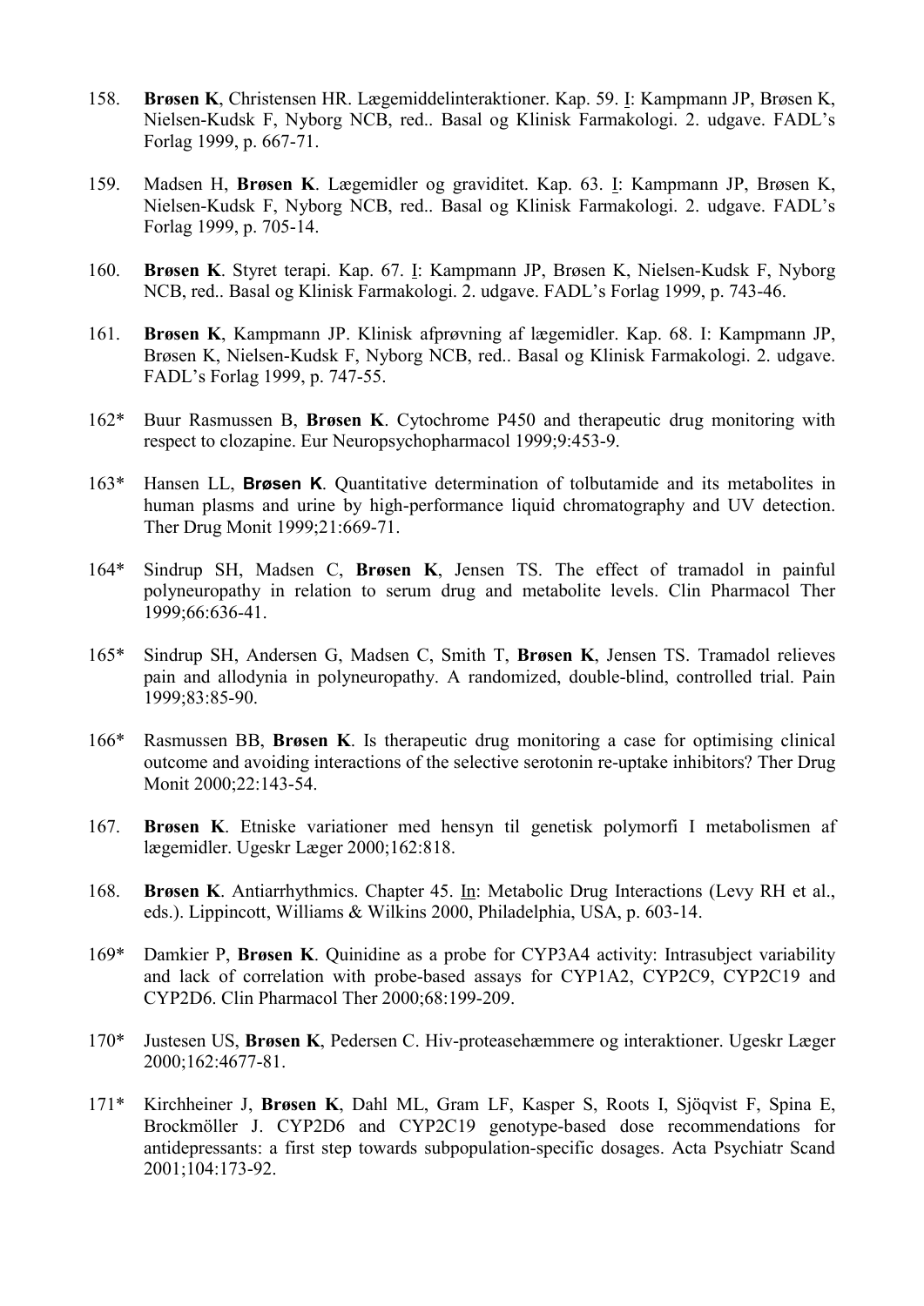158. **Brøsen K**, Christensen HR. Lægemiddelinteraktioner. Kap. 59. I: Kampmann JP, Brøsen K, Nielsen-Kudsk F, Nyborg NCB, red.. Basal og Klinisk Farmakologi. 2. udgave. FADL's Forlag 1999, p. 667-71.

159. Madsen H, **Brøsen K**. Lægemidler og graviditet. Kap. 63. I: Kampmann JP, Brøsen K, Nielsen-Kudsk F, Nyborg NCB, red.. Basal og Klinisk Farmakologi. 2. udgave. FADL's Forlag 1999, p. 705-14.

160. **Brøsen K**. Styret terapi. Kap. 67. I: Kampmann JP, Brøsen K, Nielsen-Kudsk F, Nyborg NCB, red.. Basal og Klinisk Farmakologi. 2. udgave. FADL's Forlag 1999, p. 743-46.

161. **Brøsen K**, Kampmann JP. Klinisk afprøvning af lægemidler. Kap. 68. I: Kampmann JP, Brøsen K, Nielsen-Kudsk F, Nyborg NCB, red.. Basal og Klinisk Farmakologi. 2. udgave. FADL's Forlag 1999, p. 747-55.

162* Buur Rasmussen B, **Brøsen K**. Cytochrome P450 and therapeutic drug monitoring with respect to clozapine. Eur Neuropsychopharmacol 1999;9:453-9.

163* Hansen LL, **Brøsen K**. Quantitative determination of tolbutamide and its metabolites in human plasms and urine by high-performance liquid chromatography and UV detection. Ther Drug Monit 1999;21:669-71.

164* Sindrup SH, Madsen C, **Brøsen K**, Jensen TS. The effect of tramadol in painful polyneuropathy in relation to serum drug and metabolite levels. Clin Pharmacol Ther 1999;66:636-41.

165* Sindrup SH, Andersen G, Madsen C, Smith T, **Brøsen K**, Jensen TS. Tramadol relieves pain and allodynia in polyneuropathy. A randomized, double-blind, controlled trial. Pain 1999;83:85-90.

166* Rasmussen BB, **Brøsen K**. Is therapeutic drug monitoring a case for optimising clinical outcome and avoiding interactions of the selective serotonin re-uptake inhibitors? Ther Drug Monit 2000;22:143-54.

167. **Brøsen K**. Etniske variationer med hensyn til genetisk polymorfi I metabolismen af lægemidler. Ugeskr Læger 2000;162:818.

168. **Brøsen K**. Antiarrhythmics. Chapter 45. In: Metabolic Drug Interactions (Levy RH et al., eds.). Lippincott, Williams & Wilkins 2000, Philadelphia, USA, p. 603-14.

169* Damkier P, **Brøsen K**. Quinidine as a probe for CYP3A4 activity: Intrasubject variability and lack of correlation with probe-based assays for CYP1A2, CYP2C9, CYP2C19 and CYP2D6. Clin Pharmacol Ther 2000;68:199-209.

170* Justesen US, **Brøsen K**, Pedersen C. Hiv-proteasehæmmere og interaktioner. Ugeskr Læger 2000;162:4677-81.

171* Kirchheiner J, **Brøsen K**, Dahl ML, Gram LF, Kasper S, Roots I, Sjöqvist F, Spina E, Brockmöller J. CYP2D6 and CYP2C19 genotype-based dose recommendations for antidepressants: a first step towards subpopulation-specific dosages. Acta Psychiatr Scand 2001;104:173-92.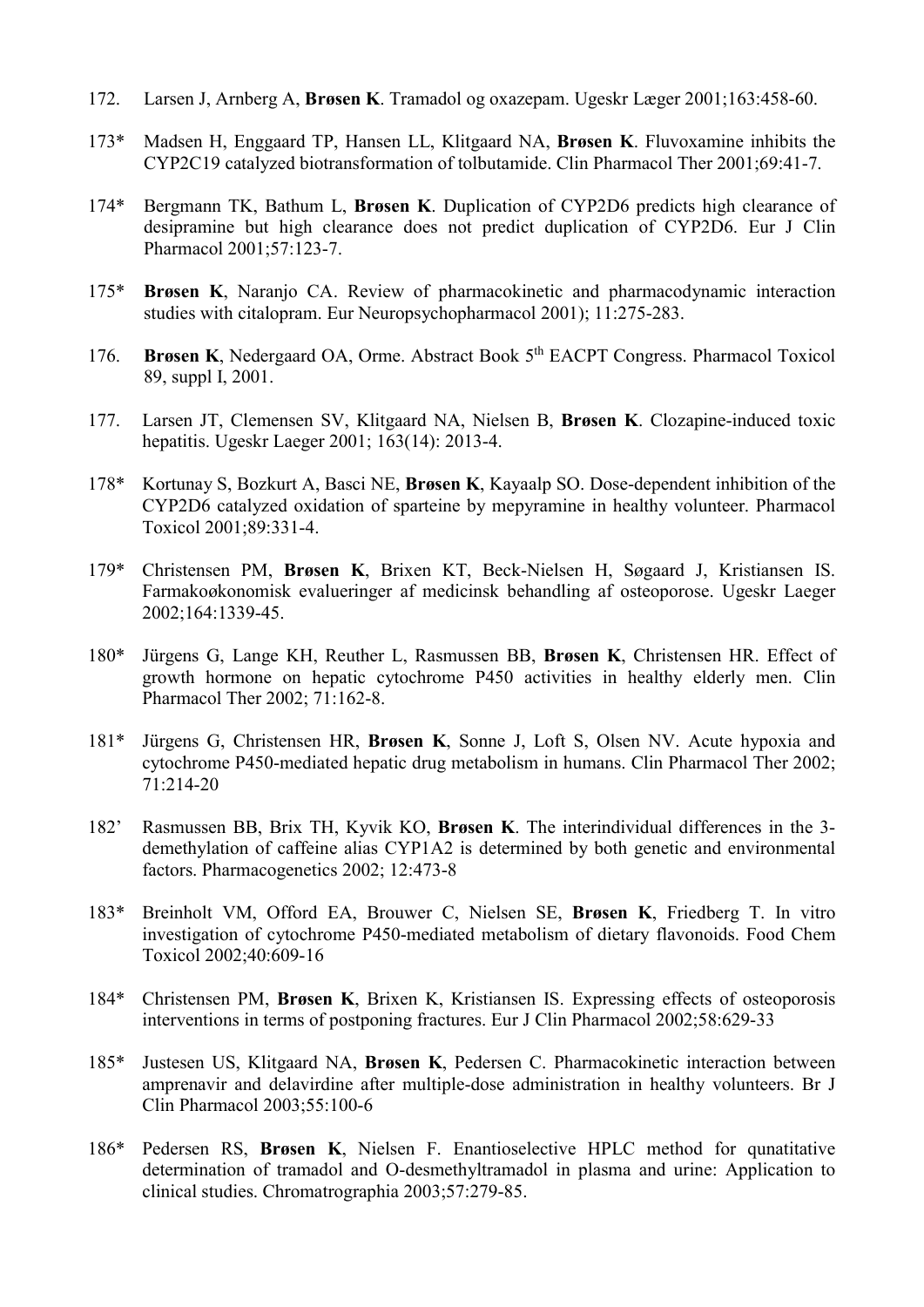172. Larsen J, Arnberg A, **Brøsen K**. Tramadol og oxazepam. Ugeskr Læger 2001;163:458-60.

173* Madsen H, Enggaard TP, Hansen LL, Klitgaard NA, **Brøsen K**. Fluvoxamine inhibits the CYP2C19 catalyzed biotransformation of tolbutamide. Clin Pharmacol Ther 2001;69:41-7.

174* Bergmann TK, Bathum L, **Brøsen K**. Duplication of CYP2D6 predicts high clearance of desipramine but high clearance does not predict duplication of CYP2D6. Eur J Clin Pharmacol 2001;57:123-7.

175* **Brøsen K**, Naranjo CA. Review of pharmacokinetic and pharmacodynamic interaction studies with citalopram. Eur Neuropsychopharmacol 2001); 11:275-283.

176. **Brøsen K**, Nedergaard OA, Orme. Abstract Book 5th EACPT Congress. Pharmacol Toxicol 89, suppl I, 2001.

177. Larsen JT, Clemensen SV, Klitgaard NA, Nielsen B, **Brøsen K**. Clozapine-induced toxic hepatitis. Ugeskr Laeger 2001; 163(14): 2013-4.

178* Kortunay S, Bozkurt A, Basci NE, **Brøsen K**, Kayaalp SO. Dose-dependent inhibition of the CYP2D6 catalyzed oxidation of sparteine by mepyramine in healthy volunteer. Pharmacol Toxicol 2001;89:331-4.

179* Christensen PM, **Brøsen K**, Brixen KT, Beck-Nielsen H, Søgaard J, Kristiansen IS. Farmakoøkonomisk evalueringer af medicinsk behandling af osteoporose. Ugeskr Laeger 2002;164:1339-45.

180* Jürgens G, Lange KH, Reuther L, Rasmussen BB, **Brøsen K**, Christensen HR. Effect of growth hormone on hepatic cytochrome P450 activities in healthy elderly men. Clin Pharmacol Ther 2002; 71:162-8.

181* Jürgens G, Christensen HR, **Brøsen K**, Sonne J, Loft S, Olsen NV. Acute hypoxia and cytochrome P450-mediated hepatic drug metabolism in humans. Clin Pharmacol Ther 2002; 71:214-20

182' Rasmussen BB, Brix TH, Kyvik KO, **Brøsen K**. The interindividual differences in the 3-demethylation of caffeine alias CYP1A2 is determined by both genetic and environmental factors. Pharmacogenetics 2002; 12:473-8

183* Breinholt VM, Offord EA, Brouwer C, Nielsen SE, **Brøsen K**, Friedberg T. In vitro investigation of cytochrome P450-mediated metabolism of dietary flavonoids. Food Chem Toxicol 2002;40:609-16

184* Christensen PM, **Brøsen K**, Brixen K, Kristiansen IS. Expressing effects of osteoporosis interventions in terms of postponing fractures. Eur J Clin Pharmacol 2002;58:629-33

185* Justesen US, Klitgaard NA, **Brøsen K**, Pedersen C. Pharmacokinetic interaction between amprenavir and delavirdine after multiple-dose administration in healthy volunteers. Br J Clin Pharmacol 2003;55:100-6

186* Pedersen RS, **Brøsen K**, Nielsen F. Enantioselective HPLC method for qunatitative determination of tramadol and O-desmethyltramadol in plasma and urine: Application to clinical studies. Chromatrographia 2003;57:279-85.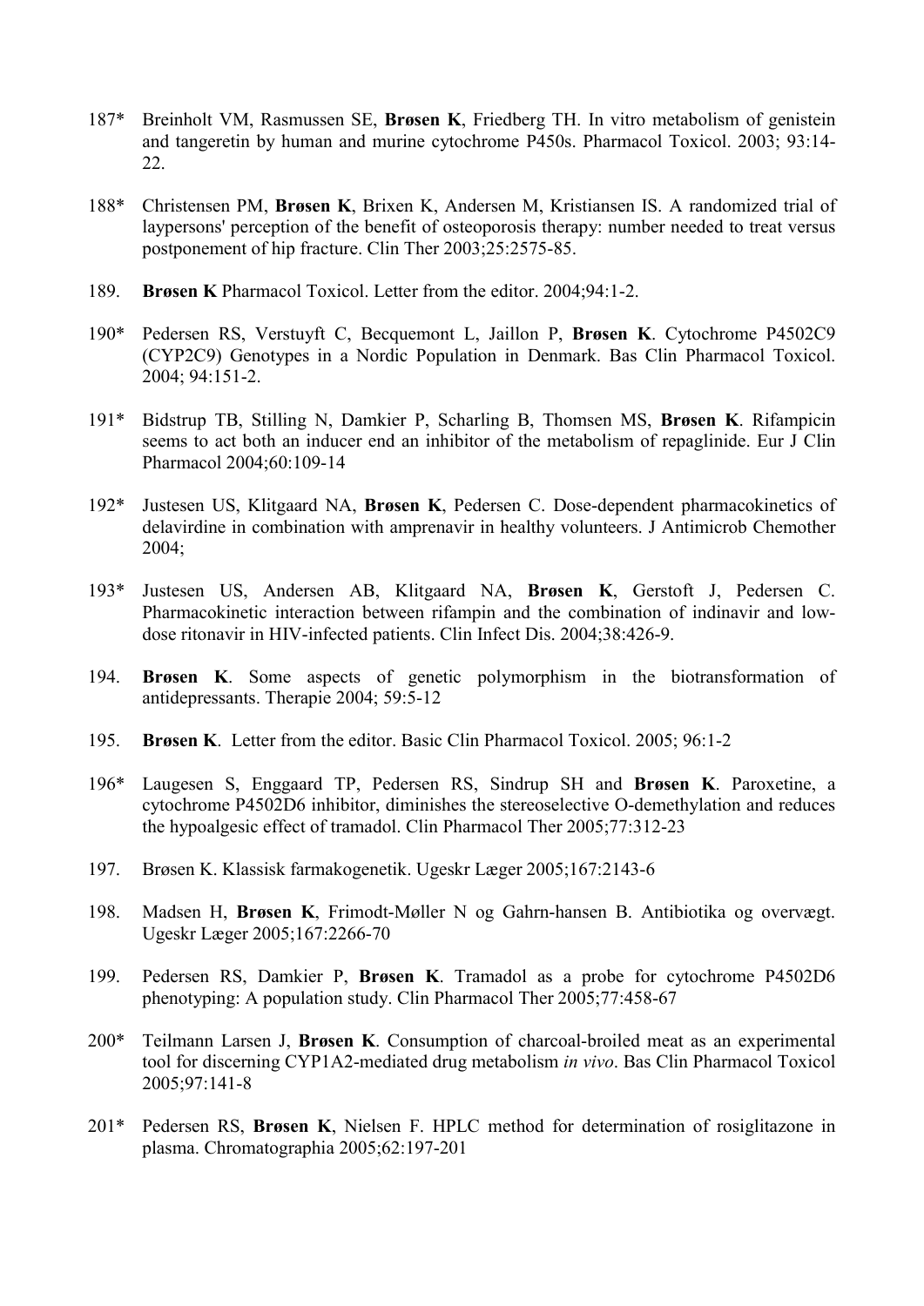187* Breinholt VM, Rasmussen SE, **Brøsen K**, Friedberg TH. In vitro metabolism of genistein and tangeretin by human and murine cytochrome P450s. Pharmacol Toxicol. 2003; 93:14-22.

188* Christensen PM, **Brøsen K**, Brixen K, Andersen M, Kristiansen IS. A randomized trial of laypersons' perception of the benefit of osteoporosis therapy: number needed to treat versus postponement of hip fracture. Clin Ther 2003;25:2575-85.

189. **Brøsen K** Pharmacol Toxicol. Letter from the editor. 2004;94:1-2.

190* Pedersen RS, Verstuyft C, Becquemont L, Jaillon P, **Brøsen K**. Cytochrome P4502C9 (CYP2C9) Genotypes in a Nordic Population in Denmark. Bas Clin Pharmacol Toxicol. 2004; 94:151-2.

191* Bidstrup TB, Stilling N, Damkier P, Scharling B, Thomsen MS, **Brøsen K**. Rifampicin seems to act both an inducer end an inhibitor of the metabolism of repaglinide. Eur J Clin Pharmacol 2004;60:109-14

192* Justesen US, Klitgaard NA, **Brøsen K**, Pedersen C. Dose-dependent pharmacokinetics of delavirdine in combination with amprenavir in healthy volunteers. J Antimicrob Chemother 2004;

193* Justesen US, Andersen AB, Klitgaard NA, **Brøsen K**, Gerstoft J, Pedersen C. Pharmacokinetic interaction between rifampin and the combination of indinavir and low-dose ritonavir in HIV-infected patients. Clin Infect Dis. 2004;38:426-9.

194. **Brøsen K**. Some aspects of genetic polymorphism in the biotransformation of antidepressants. Therapie 2004; 59:5-12

195. **Brøsen K**. Letter from the editor. Basic Clin Pharmacol Toxicol. 2005; 96:1-2

196* Laugesen S, Enggaard TP, Pedersen RS, Sindrup SH and **Brøsen K**. Paroxetine, a cytochrome P4502D6 inhibitor, diminishes the stereoselective O-demethylation and reduces the hypoalgesic effect of tramadol. Clin Pharmacol Ther 2005;77:312-23

197. Brøsen K. Klassisk farmakogenetik. Ugeskr Læger 2005;167:2143-6

198. Madsen H, **Brøsen K**, Frimodt-Møller N og Gahrn-hansen B. Antibiotika og overvægt. Ugeskr Læger 2005;167:2266-70

199. Pedersen RS, Damkier P, **Brøsen K**. Tramadol as a probe for cytochrome P4502D6 phenotyping: A population study. Clin Pharmacol Ther 2005;77:458-67

200* Teilmann Larsen J, **Brøsen K**. Consumption of charcoal-broiled meat as an experimental tool for discerning CYP1A2-mediated drug metabolism *in vivo*. Bas Clin Pharmacol Toxicol 2005;97:141-8

201* Pedersen RS, **Brøsen K**, Nielsen F. HPLC method for determination of rosiglitazone in plasma. Chromatographia 2005;62:197-201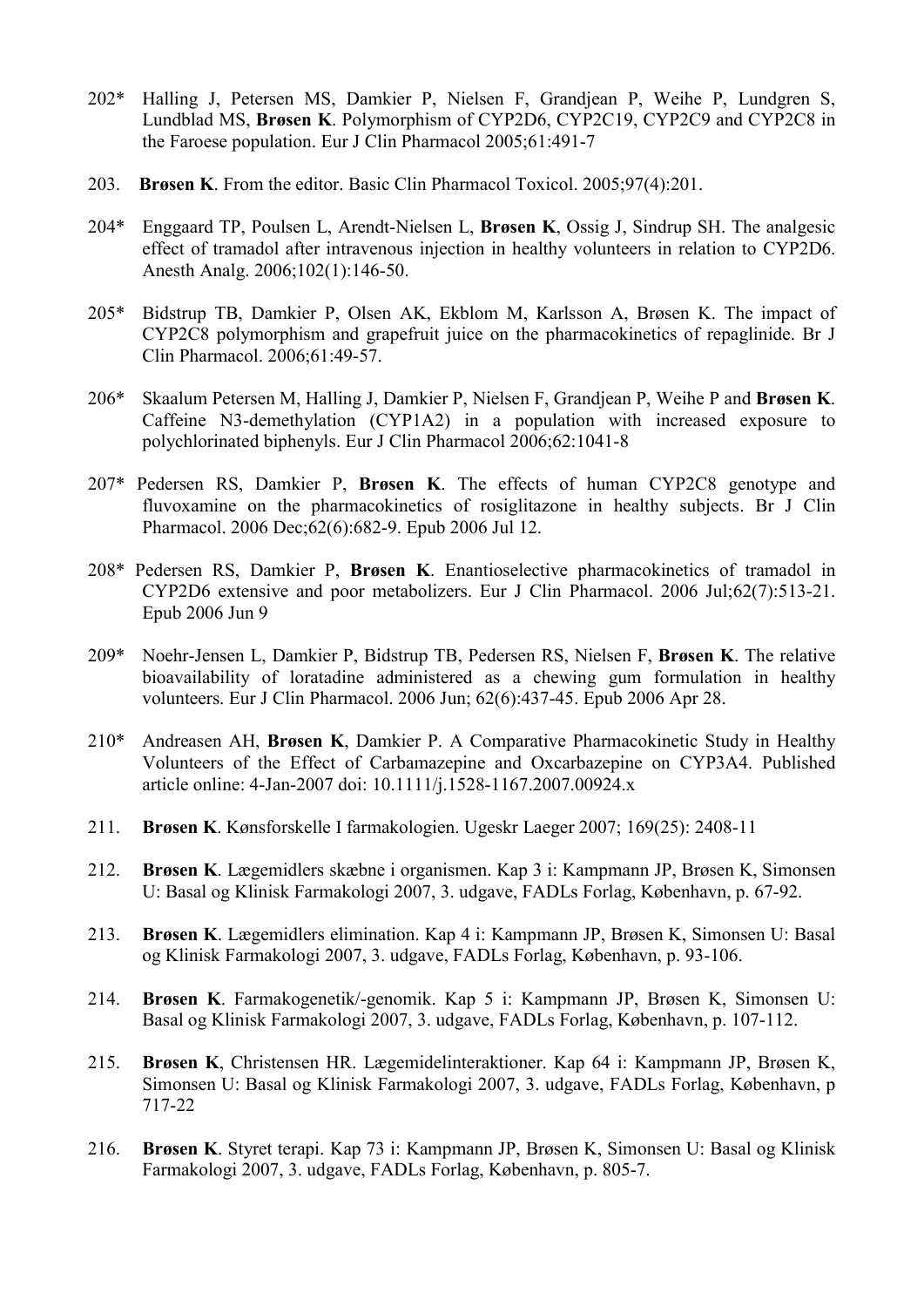202* Halling J, Petersen MS, Damkier P, Nielsen F, Grandjean P, Weihe P, Lundgren S, Lundblad MS, **Brøsen K**. Polymorphism of CYP2D6, CYP2C19, CYP2C9 and CYP2C8 in the Faroese population. Eur J Clin Pharmacol 2005;61:491-7

203. **Brøsen K**. From the editor. Basic Clin Pharmacol Toxicol. 2005;97(4):201.

204* Enggaard TP, Poulsen L, Arendt-Nielsen L, **Brøsen K**, Ossig J, Sindrup SH. The analgesic effect of tramadol after intravenous injection in healthy volunteers in relation to CYP2D6. Anesth Analg. 2006;102(1):146-50.

205* Bidstrup TB, Damkier P, Olsen AK, Ekblom M, Karlsson A, Brøsen K. The impact of CYP2C8 polymorphism and grapefruit juice on the pharmacokinetics of repaglinide. Br J Clin Pharmacol. 2006;61:49-57.

206* Skaalum Petersen M, Halling J, Damkier P, Nielsen F, Grandjean P, Weihe P and **Brøsen K**. Caffeine N3-demethylation (CYP1A2) in a population with increased exposure to polychlorinated biphenyls. Eur J Clin Pharmacol 2006;62:1041-8

207* Pedersen RS, Damkier P, **Brøsen K**. The effects of human CYP2C8 genotype and fluvoxamine on the pharmacokinetics of rosiglitazone in healthy subjects. Br J Clin Pharmacol. 2006 Dec;62(6):682-9. Epub 2006 Jul 12.

208* Pedersen RS, Damkier P, **Brøsen K**. Enantioselective pharmacokinetics of tramadol in CYP2D6 extensive and poor metabolizers. Eur J Clin Pharmacol. 2006 Jul;62(7):513-21. Epub 2006 Jun 9

209* Noehr-Jensen L, Damkier P, Bidstrup TB, Pedersen RS, Nielsen F, **Brøsen K**. The relative bioavailability of loratadine administered as a chewing gum formulation in healthy volunteers. Eur J Clin Pharmacol. 2006 Jun; 62(6):437-45. Epub 2006 Apr 28.

210* Andreasen AH, **Brøsen K**, Damkier P. A Comparative Pharmacokinetic Study in Healthy Volunteers of the Effect of Carbamazepine and Oxcarbazepine on CYP3A4. Published article online: 4-Jan-2007 doi: 10.1111/j.1528-1167.2007.00924.x

211. **Brøsen K**. Kønsforskelle I farmakologien. Ugeskr Laeger 2007; 169(25): 2408-11

212. **Brøsen K**. Lægemidlers skæbne i organismen. Kap 3 i: Kampmann JP, Brøsen K, Simonsen U: Basal og Klinisk Farmakologi 2007, 3. udgave, FADLs Forlag, København, p. 67-92.

213. **Brøsen K**. Lægemidlers elimination. Kap 4 i: Kampmann JP, Brøsen K, Simonsen U: Basal og Klinisk Farmakologi 2007, 3. udgave, FADLs Forlag, København, p. 93-106.

214. **Brøsen K**. Farmakogenetik/-genomik. Kap 5 i: Kampmann JP, Brøsen K, Simonsen U: Basal og Klinisk Farmakologi 2007, 3. udgave, FADLs Forlag, København, p. 107-112.

215. **Brøsen K**, Christensen HR. Lægemidelinteraktioner. Kap 64 i: Kampmann JP, Brøsen K, Simonsen U: Basal og Klinisk Farmakologi 2007, 3. udgave, FADLs Forlag, København, p 717-22

216. **Brøsen K**. Styret terapi. Kap 73 i: Kampmann JP, Brøsen K, Simonsen U: Basal og Klinisk Farmakologi 2007, 3. udgave, FADLs Forlag, København, p. 805-7.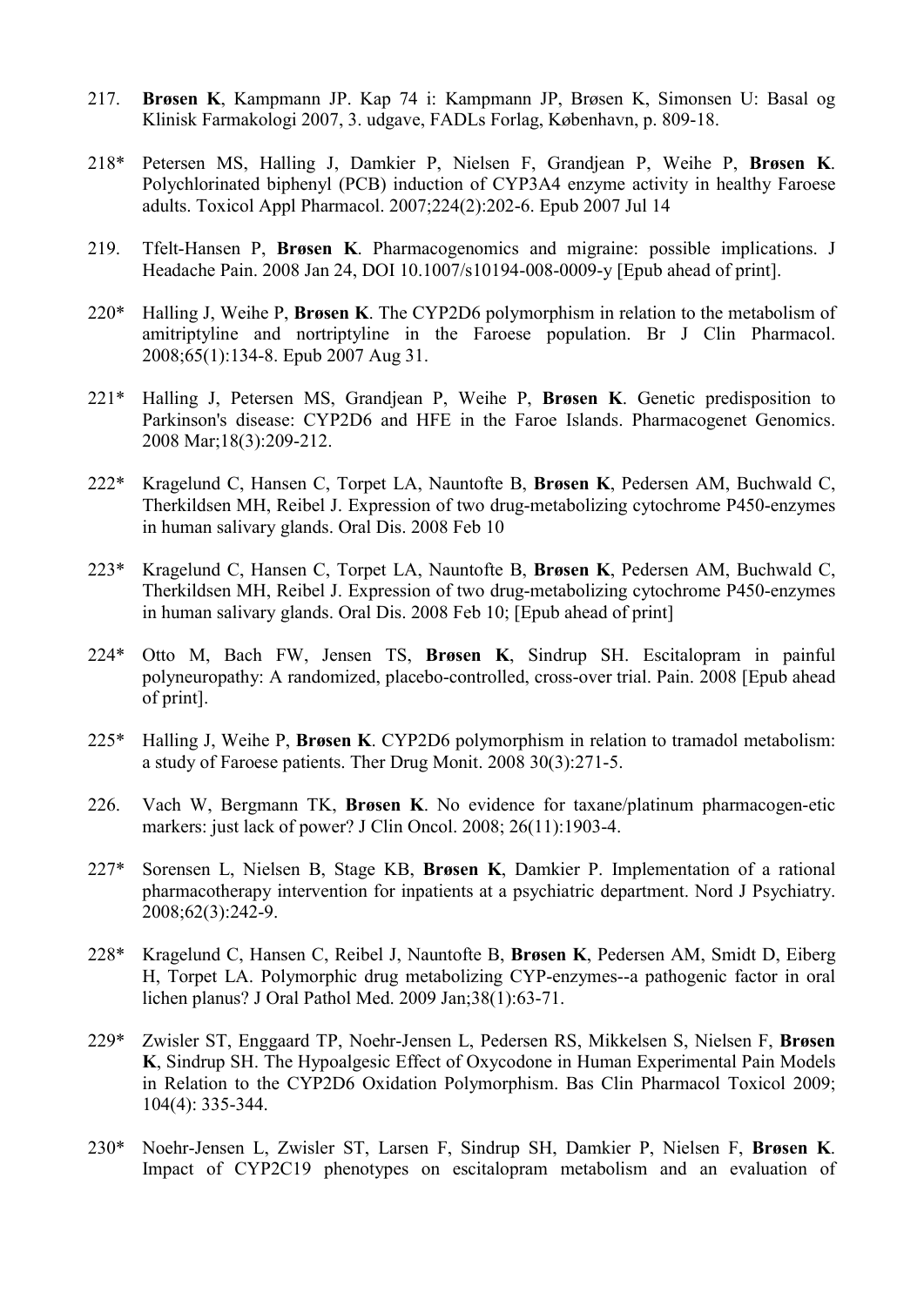217. **Brøsen K**, Kampmann JP. Kap 74 i: Kampmann JP, Brøsen K, Simonsen U: Basal og Klinisk Farmakologi 2007, 3. udgave, FADLs Forlag, København, p. 809-18.

218* Petersen MS, Halling J, Damkier P, Nielsen F, Grandjean P, Weihe P, **Brøsen K**. Polychlorinated biphenyl (PCB) induction of CYP3A4 enzyme activity in healthy Faroese adults. Toxicol Appl Pharmacol. 2007;224(2):202-6. Epub 2007 Jul 14

219. Tfelt-Hansen P, **Brøsen K**. Pharmacogenomics and migraine: possible implications. J Headache Pain. 2008 Jan 24, DOI 10.1007/s10194-008-0009-y [Epub ahead of print].

220* Halling J, Weihe P, **Brøsen K**. The CYP2D6 polymorphism in relation to the metabolism of amitriptyline and nortriptyline in the Faroese population. Br J Clin Pharmacol. 2008;65(1):134-8. Epub 2007 Aug 31.

221* Halling J, Petersen MS, Grandjean P, Weihe P, **Brøsen K**. Genetic predisposition to Parkinson's disease: CYP2D6 and HFE in the Faroe Islands. Pharmacogenet Genomics. 2008 Mar;18(3):209-212.

222* Kragelund C, Hansen C, Torpet LA, Nauntofte B, **Brøsen K**, Pedersen AM, Buchwald C, Therkildsen MH, Reibel J. Expression of two drug-metabolizing cytochrome P450-enzymes in human salivary glands. Oral Dis. 2008 Feb 10

223* Kragelund C, Hansen C, Torpet LA, Nauntofte B, **Brøsen K**, Pedersen AM, Buchwald C, Therkildsen MH, Reibel J. Expression of two drug-metabolizing cytochrome P450-enzymes in human salivary glands. Oral Dis. 2008 Feb 10; [Epub ahead of print]

224* Otto M, Bach FW, Jensen TS, **Brøsen K**, Sindrup SH. Escitalopram in painful polyneuropathy: A randomized, placebo-controlled, cross-over trial. Pain. 2008 [Epub ahead of print].

225* Halling J, Weihe P, **Brøsen K**. CYP2D6 polymorphism in relation to tramadol metabolism: a study of Faroese patients. Ther Drug Monit. 2008 30(3):271-5.

226. Vach W, Bergmann TK, **Brøsen K**. No evidence for taxane/platinum pharmacogen-etic markers: just lack of power? J Clin Oncol. 2008; 26(11):1903-4.

227* Sorensen L, Nielsen B, Stage KB, **Brøsen K**, Damkier P. Implementation of a rational pharmacotherapy intervention for inpatients at a psychiatric department. Nord J Psychiatry. 2008;62(3):242-9.

228* Kragelund C, Hansen C, Reibel J, Nauntofte B, **Brøsen K**, Pedersen AM, Smidt D, Eiberg H, Torpet LA. Polymorphic drug metabolizing CYP-enzymes--a pathogenic factor in oral lichen planus? J Oral Pathol Med. 2009 Jan;38(1):63-71.

229* Zwisler ST, Enggaard TP, Noehr-Jensen L, Pedersen RS, Mikkelsen S, Nielsen F, **Brøsen K**, Sindrup SH. The Hypoalgesic Effect of Oxycodone in Human Experimental Pain Models in Relation to the CYP2D6 Oxidation Polymorphism. Bas Clin Pharmacol Toxicol 2009; 104(4): 335-344.

230* Noehr-Jensen L, Zwisler ST, Larsen F, Sindrup SH, Damkier P, Nielsen F, **Brøsen K**. Impact of CYP2C19 phenotypes on escitalopram metabolism and an evaluation of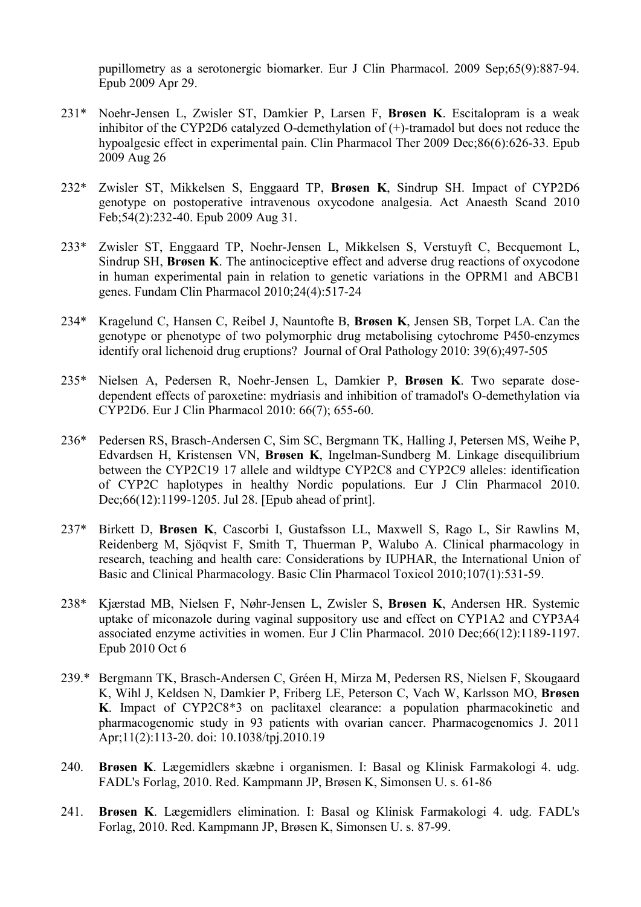pupillometry as a serotonergic biomarker. Eur J Clin Pharmacol. 2009 Sep;65(9):887-94. Epub 2009 Apr 29.

231* Noehr-Jensen L, Zwisler ST, Damkier P, Larsen F, **Brøsen K**. Escitalopram is a weak inhibitor of the CYP2D6 catalyzed O-demethylation of (+)-tramadol but does not reduce the hypoalgesic effect in experimental pain. Clin Pharmacol Ther 2009 Dec;86(6):626-33. Epub 2009 Aug 26

232* Zwisler ST, Mikkelsen S, Enggaard TP, **Brøsen K**, Sindrup SH. Impact of CYP2D6 genotype on postoperative intravenous oxycodone analgesia. Act Anaesth Scand 2010 Feb;54(2):232-40. Epub 2009 Aug 31.

233* Zwisler ST, Enggaard TP, Noehr-Jensen L, Mikkelsen S, Verstuyft C, Becquemont L, Sindrup SH, **Brøsen K**. The antinociceptive effect and adverse drug reactions of oxycodone in human experimental pain in relation to genetic variations in the OPRM1 and ABCB1 genes. Fundam Clin Pharmacol 2010;24(4):517-24

234* Kragelund C, Hansen C, Reibel J, Nauntofte B, **Brøsen K**, Jensen SB, Torpet LA. Can the genotype or phenotype of two polymorphic drug metabolising cytochrome P450-enzymes identify oral lichenoid drug eruptions? Journal of Oral Pathology 2010: 39(6);497-505

235* Nielsen A, Pedersen R, Noehr-Jensen L, Damkier P, **Brøsen K**. Two separate dose-dependent effects of paroxetine: mydriasis and inhibition of tramadol's O-demethylation via CYP2D6. Eur J Clin Pharmacol 2010: 66(7); 655-60.

236* Pedersen RS, Brasch-Andersen C, Sim SC, Bergmann TK, Halling J, Petersen MS, Weihe P, Edvardsen H, Kristensen VN, **Brøsen K**, Ingelman-Sundberg M. Linkage disequilibrium between the CYP2C19 17 allele and wildtype CYP2C8 and CYP2C9 alleles: identification of CYP2C haplotypes in healthy Nordic populations. Eur J Clin Pharmacol 2010. Dec;66(12):1199-1205. Jul 28. [Epub ahead of print].

237* Birkett D, **Brøsen K**, Cascorbi I, Gustafsson LL, Maxwell S, Rago L, Sir Rawlins M, Reidenberg M, Sjöqvist F, Smith T, Thuerman P, Walubo A. Clinical pharmacology in research, teaching and health care: Considerations by IUPHAR, the International Union of Basic and Clinical Pharmacology. Basic Clin Pharmacol Toxicol 2010;107(1):531-59.

238* Kjærstad MB, Nielsen F, Nøhr-Jensen L, Zwisler S, **Brøsen K**, Andersen HR. Systemic uptake of miconazole during vaginal suppository use and effect on CYP1A2 and CYP3A4 associated enzyme activities in women. Eur J Clin Pharmacol. 2010 Dec;66(12):1189-1197. Epub 2010 Oct 6

239.* Bergmann TK, Brasch-Andersen C, Gréen H, Mirza M, Pedersen RS, Nielsen F, Skougaard K, Wihl J, Keldsen N, Damkier P, Friberg LE, Peterson C, Vach W, Karlsson MO, **Brøsen K**. Impact of CYP2C8*3 on paclitaxel clearance: a population pharmacokinetic and pharmacogenomic study in 93 patients with ovarian cancer. Pharmacogenomics J. 2011 Apr;11(2):113-20. doi: 10.1038/tpj.2010.19

240. **Brøsen K**. Lægemidlers skæbne i organismen. I: Basal og Klinisk Farmakologi 4. udg. FADL's Forlag, 2010. Red. Kampmann JP, Brøsen K, Simonsen U. s. 61-86

241. **Brøsen K**. Lægemidlers elimination. I: Basal og Klinisk Farmakologi 4. udg. FADL's Forlag, 2010. Red. Kampmann JP, Brøsen K, Simonsen U. s. 87-99.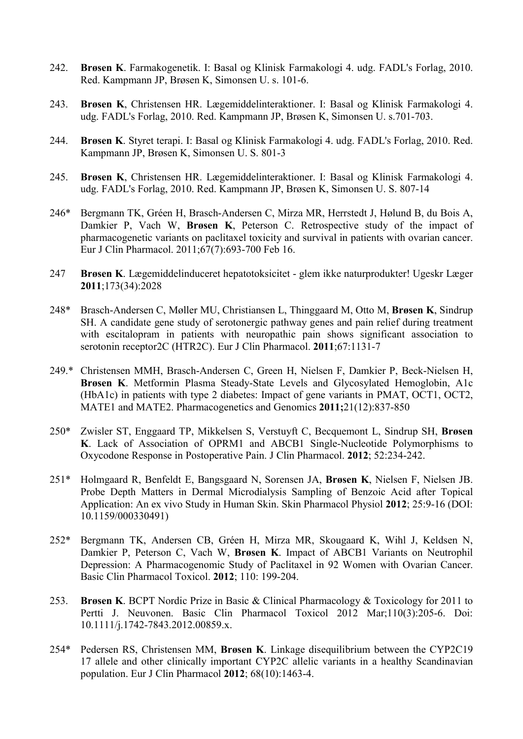242. **Brøsen K**. Farmakogenetik. I: Basal og Klinisk Farmakologi 4. udg. FADL's Forlag, 2010. Red. Kampmann JP, Brøsen K, Simonsen U. s. 101-6.

243. **Brøsen K**, Christensen HR. Lægemiddelinteraktioner. I: Basal og Klinisk Farmakologi 4. udg. FADL's Forlag, 2010. Red. Kampmann JP, Brøsen K, Simonsen U. s.701-703.

244. **Brøsen K**. Styret terapi. I: Basal og Klinisk Farmakologi 4. udg. FADL's Forlag, 2010. Red. Kampmann JP, Brøsen K, Simonsen U. S. 801-3

245. **Brøsen K**, Christensen HR. Lægemiddelinteraktioner. I: Basal og Klinisk Farmakologi 4. udg. FADL's Forlag, 2010. Red. Kampmann JP, Brøsen K, Simonsen U. S. 807-14

246* Bergmann TK, Gréen H, Brasch-Andersen C, Mirza MR, Herrstedt J, Hølund B, du Bois A, Damkier P, Vach W, **Brøsen K**, Peterson C. Retrospective study of the impact of pharmacogenetic variants on paclitaxel toxicity and survival in patients with ovarian cancer. Eur J Clin Pharmacol. 2011;67(7):693-700 Feb 16.

247 **Brøsen K**. Lægemiddelinduceret hepatotoksicitet - glem ikke naturprodukter! Ugeskr Læger **2011**;173(34):2028

248* Brasch-Andersen C, Møller MU, Christiansen L, Thinggaard M, Otto M, **Brøsen K**, Sindrup SH. A candidate gene study of serotonergic pathway genes and pain relief during treatment with escitalopram in patients with neuropathic pain shows significant association to serotonin receptor2C (HTR2C). Eur J Clin Pharmacol. **2011**;67:1131-7

249.* Christensen MMH, Brasch-Andersen C, Green H, Nielsen F, Damkier P, Beck-Nielsen H, **Brøsen K**. Metformin Plasma Steady-State Levels and Glycosylated Hemoglobin, A1c (HbA1c) in patients with type 2 diabetes: Impact of gene variants in PMAT, OCT1, OCT2, MATE1 and MATE2. Pharmacogenetics and Genomics **2011;**21(12):837-850

250* Zwisler ST, Enggaard TP, Mikkelsen S, Verstuyft C, Becquemont L, Sindrup SH, **Brøsen K**. Lack of Association of OPRM1 and ABCB1 Single-Nucleotide Polymorphisms to Oxycodone Response in Postoperative Pain. J Clin Pharmacol. **2012**; 52:234-242.

251* Holmgaard R, Benfeldt E, Bangsgaard N, Sorensen JA, **Brøsen K**, Nielsen F, Nielsen JB. Probe Depth Matters in Dermal Microdialysis Sampling of Benzoic Acid after Topical Application: An ex vivo Study in Human Skin. Skin Pharmacol Physiol **2012**; 25:9-16 (DOI: 10.1159/000330491)

252* Bergmann TK, Andersen CB, Gréen H, Mirza MR, Skougaard K, Wihl J, Keldsen N, Damkier P, Peterson C, Vach W, **Brøsen K**. Impact of ABCB1 Variants on Neutrophil Depression: A Pharmacogenomic Study of Paclitaxel in 92 Women with Ovarian Cancer. Basic Clin Pharmacol Toxicol. **2012**; 110: 199-204.

253. **Brøsen K**. BCPT Nordic Prize in Basic & Clinical Pharmacology & Toxicology for 2011 to Pertti J. Neuvonen. Basic Clin Pharmacol Toxicol 2012 Mar;110(3):205-6. Doi: 10.1111/j.1742-7843.2012.00859.x.

254* Pedersen RS, Christensen MM, **Brøsen K**. Linkage disequilibrium between the CYP2C19 17 allele and other clinically important CYP2C allelic variants in a healthy Scandinavian population. Eur J Clin Pharmacol **2012**; 68(10):1463-4.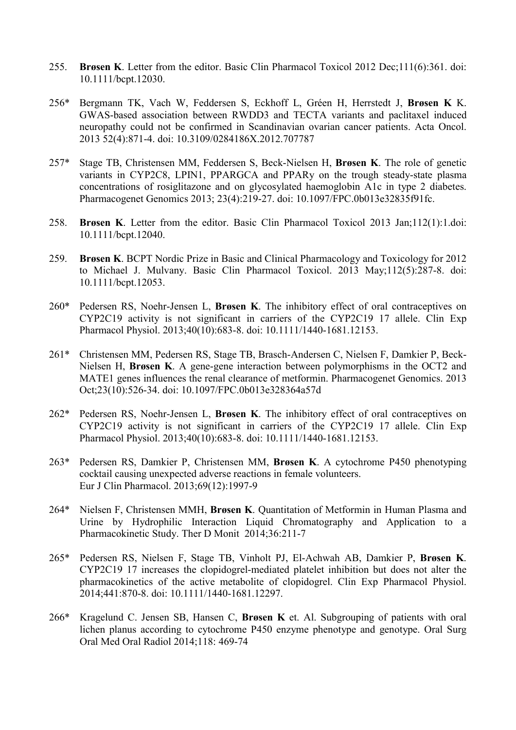255. **Brøsen K**. Letter from the editor. Basic Clin Pharmacol Toxicol 2012 Dec;111(6):361. doi: 10.1111/bcpt.12030.

256* Bergmann TK, Vach W, Feddersen S, Eckhoff L, Gréen H, Herrstedt J, **Brøsen K** K. GWAS-based association between RWDD3 and TECTA variants and paclitaxel induced neuropathy could not be confirmed in Scandinavian ovarian cancer patients. Acta Oncol. 2013 52(4):871-4. doi: 10.3109/0284186X.2012.707787

257* Stage TB, Christensen MM, Feddersen S, Beck-Nielsen H, **Brøsen K**. The role of genetic variants in CYP2C8, LPIN1, PPARGCA and PPARγ on the trough steady-state plasma concentrations of rosiglitazone and on glycosylated haemoglobin A1c in type 2 diabetes. Pharmacogenet Genomics 2013; 23(4):219-27. doi: 10.1097/FPC.0b013e32835f91fc.

258. **Brøsen K**. Letter from the editor. Basic Clin Pharmacol Toxicol 2013 Jan;112(1):1.doi: 10.1111/bcpt.12040.

259. **Brøsen K**. BCPT Nordic Prize in Basic and Clinical Pharmacology and Toxicology for 2012 to Michael J. Mulvany. Basic Clin Pharmacol Toxicol. 2013 May;112(5):287-8. doi: 10.1111/bcpt.12053.

260* Pedersen RS, Noehr-Jensen L, **Brøsen K**. The inhibitory effect of oral contraceptives on CYP2C19 activity is not significant in carriers of the CYP2C19 17 allele. Clin Exp Pharmacol Physiol. 2013;40(10):683-8. doi: 10.1111/1440-1681.12153.

261* Christensen MM, Pedersen RS, Stage TB, Brasch-Andersen C, Nielsen F, Damkier P, Beck-Nielsen H, **Brøsen K**. A gene-gene interaction between polymorphisms in the OCT2 and MATE1 genes influences the renal clearance of metformin. Pharmacogenet Genomics. 2013 Oct;23(10):526-34. doi: 10.1097/FPC.0b013e328364a57d

262* Pedersen RS, Noehr-Jensen L, **Brøsen K**. The inhibitory effect of oral contraceptives on CYP2C19 activity is not significant in carriers of the CYP2C19 17 allele. Clin Exp Pharmacol Physiol. 2013;40(10):683-8. doi: 10.1111/1440-1681.12153.

263* Pedersen RS, Damkier P, Christensen MM, **Brøsen K**. A cytochrome P450 phenotyping cocktail causing unexpected adverse reactions in female volunteers. Eur J Clin Pharmacol. 2013;69(12):1997-9

264* Nielsen F, Christensen MMH, **Brøsen K**. Quantitation of Metformin in Human Plasma and Urine by Hydrophilic Interaction Liquid Chromatography and Application to a Pharmacokinetic Study. Ther D Monit 2014;36:211-7

265* Pedersen RS, Nielsen F, Stage TB, Vinholt PJ, El-Achwah AB, Damkier P, **Brøsen K**. CYP2C19 17 increases the clopidogrel-mediated platelet inhibition but does not alter the pharmacokinetics of the active metabolite of clopidogrel. Clin Exp Pharmacol Physiol. 2014;441:870-8. doi: 10.1111/1440-1681.12297.

266* Kragelund C. Jensen SB, Hansen C, **Brøsen K** et. Al. Subgrouping of patients with oral lichen planus according to cytochrome P450 enzyme phenotype and genotype. Oral Surg Oral Med Oral Radiol 2014;118: 469-74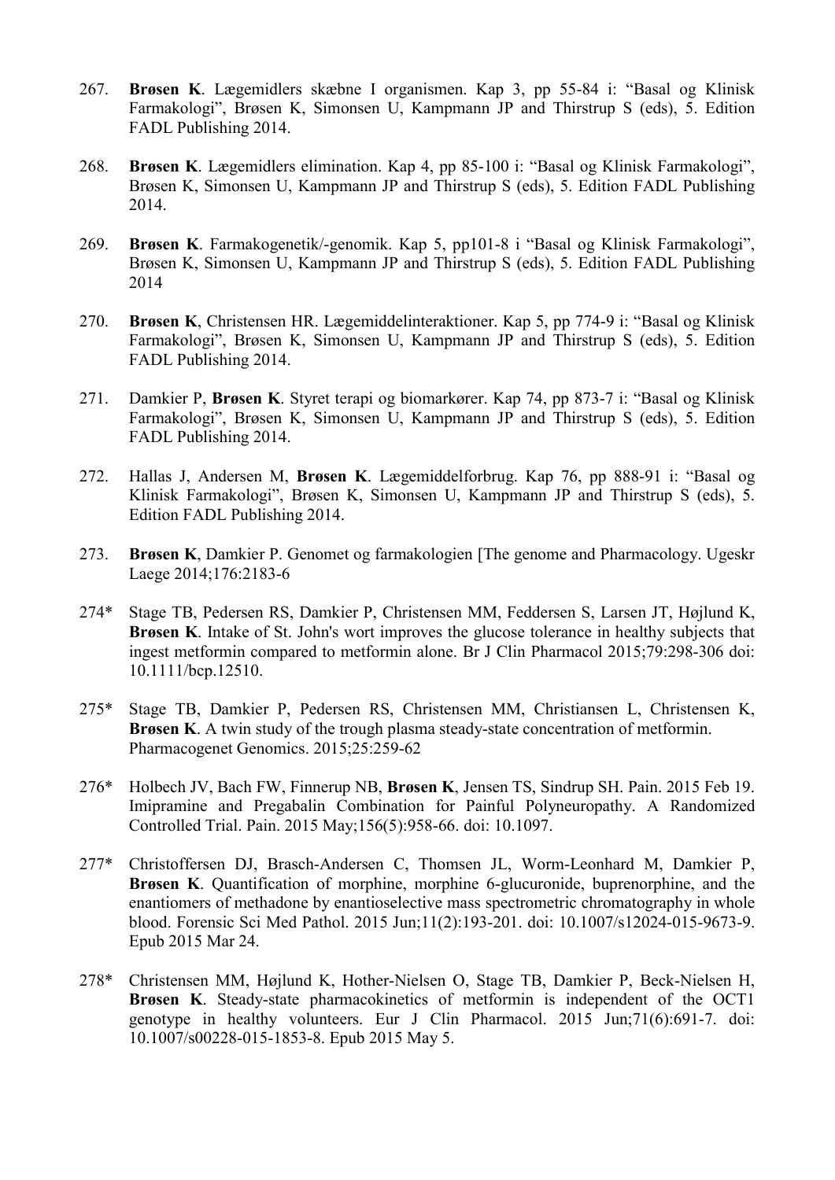267. **Brøsen K**. Lægemidlers skæbne I organismen. Kap 3, pp 55-84 i: "Basal og Klinisk Farmakologi", Brøsen K, Simonsen U, Kampmann JP and Thirstrup S (eds), 5. Edition FADL Publishing 2014.

268. **Brøsen K**. Lægemidlers elimination. Kap 4, pp 85-100 i: "Basal og Klinisk Farmakologi", Brøsen K, Simonsen U, Kampmann JP and Thirstrup S (eds), 5. Edition FADL Publishing 2014.

269. **Brøsen K**. Farmakogenetik/-genomik. Kap 5, pp101-8 i "Basal og Klinisk Farmakologi", Brøsen K, Simonsen U, Kampmann JP and Thirstrup S (eds), 5. Edition FADL Publishing 2014

270. **Brøsen K**, Christensen HR. Lægemiddelinteraktioner. Kap 5, pp 774-9 i: "Basal og Klinisk Farmakologi", Brøsen K, Simonsen U, Kampmann JP and Thirstrup S (eds), 5. Edition FADL Publishing 2014.

271. Damkier P, **Brøsen K**. Styret terapi og biomarkører. Kap 74, pp 873-7 i: "Basal og Klinisk Farmakologi", Brøsen K, Simonsen U, Kampmann JP and Thirstrup S (eds), 5. Edition FADL Publishing 2014.

272. Hallas J, Andersen M, **Brøsen K**. Lægemiddelforbrug. Kap 76, pp 888-91 i: "Basal og Klinisk Farmakologi", Brøsen K, Simonsen U, Kampmann JP and Thirstrup S (eds), 5. Edition FADL Publishing 2014.

273. **Brøsen K**, Damkier P. Genomet og farmakologien [The genome and Pharmacology. Ugeskr Laege 2014;176:2183-6

274* Stage TB, Pedersen RS, Damkier P, Christensen MM, Feddersen S, Larsen JT, Højlund K, **Brøsen K**. Intake of St. John's wort improves the glucose tolerance in healthy subjects that ingest metformin compared to metformin alone. Br J Clin Pharmacol 2015;79:298-306 doi: 10.1111/bcp.12510.

275* Stage TB, Damkier P, Pedersen RS, Christensen MM, Christiansen L, Christensen K, **Brøsen K**. A twin study of the trough plasma steady-state concentration of metformin. Pharmacogenet Genomics. 2015;25:259-62

276* Holbech JV, Bach FW, Finnerup NB, **Brøsen K**, Jensen TS, Sindrup SH. Pain. 2015 Feb 19. Imipramine and Pregabalin Combination for Painful Polyneuropathy. A Randomized Controlled Trial. Pain. 2015 May;156(5):958-66. doi: 10.1097.

277* Christoffersen DJ, Brasch-Andersen C, Thomsen JL, Worm-Leonhard M, Damkier P, **Brøsen K**. Quantification of morphine, morphine 6-glucuronide, buprenorphine, and the enantiomers of methadone by enantioselective mass spectrometric chromatography in whole blood. Forensic Sci Med Pathol. 2015 Jun;11(2):193-201. doi: 10.1007/s12024-015-9673-9. Epub 2015 Mar 24.

278* Christensen MM, Højlund K, Hother-Nielsen O, Stage TB, Damkier P, Beck-Nielsen H, **Brøsen K**. Steady-state pharmacokinetics of metformin is independent of the OCT1 genotype in healthy volunteers. Eur J Clin Pharmacol. 2015 Jun;71(6):691-7. doi: 10.1007/s00228-015-1853-8. Epub 2015 May 5.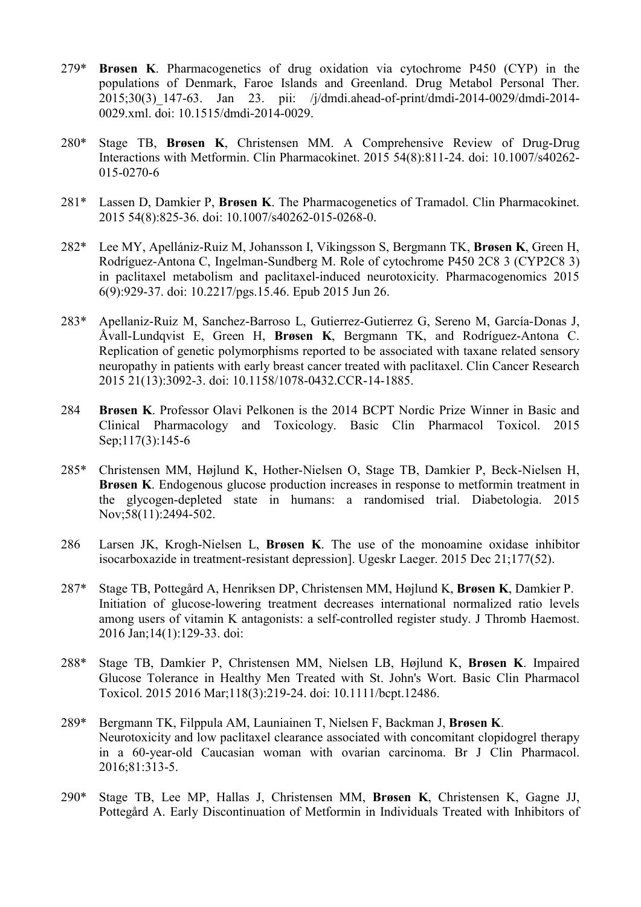279* **Brøsen K**. Pharmacogenetics of drug oxidation via cytochrome P450 (CYP) in the populations of Denmark, Faroe Islands and Greenland. Drug Metabol Personal Ther. 2015;30(3)_147-63. Jan 23. pii: /j/dmdi.ahead-of-print/dmdi-2014-0029/dmdi-2014-0029.xml. doi: 10.1515/dmdi-2014-0029.

280* Stage TB, **Brøsen K**, Christensen MM. A Comprehensive Review of Drug-Drug Interactions with Metformin. Clin Pharmacokinet. 2015 54(8):811-24. doi: 10.1007/s40262-015-0270-6

281* Lassen D, Damkier P, **Brøsen K**. The Pharmacogenetics of Tramadol. Clin Pharmacokinet. 2015 54(8):825-36. doi: 10.1007/s40262-015-0268-0.

282* Lee MY, Apellániz-Ruiz M, Johansson I, Vikingsson S, Bergmann TK, **Brøsen K**, Green H, Rodríguez-Antona C, Ingelman-Sundberg M. Role of cytochrome P450 2C8 3 (CYP2C8 3) in paclitaxel metabolism and paclitaxel-induced neurotoxicity. Pharmacogenomics 2015 6(9):929-37. doi: 10.2217/pgs.15.46. Epub 2015 Jun 26.

283* Apellaniz-Ruiz M, Sanchez-Barroso L, Gutierrez-Gutierrez G, Sereno M, García-Donas J, Åvall-Lundqvist E, Green H, **Brøsen K**, Bergmann TK, and Rodríguez-Antona C. Replication of genetic polymorphisms reported to be associated with taxane related sensory neuropathy in patients with early breast cancer treated with paclitaxel. Clin Cancer Research 2015 21(13):3092-3. doi: 10.1158/1078-0432.CCR-14-1885.

284 **Brøsen K**. Professor Olavi Pelkonen is the 2014 BCPT Nordic Prize Winner in Basic and Clinical Pharmacology and Toxicology. Basic Clin Pharmacol Toxicol. 2015 Sep;117(3):145-6

285* Christensen MM, Højlund K, Hother-Nielsen O, Stage TB, Damkier P, Beck-Nielsen H, **Brøsen K**. Endogenous glucose production increases in response to metformin treatment in the glycogen-depleted state in humans: a randomised trial. Diabetologia. 2015 Nov;58(11):2494-502.

286 Larsen JK, Krogh-Nielsen L, **Brøsen K**. The use of the monoamine oxidase inhibitor isocarboxazide in treatment-resistant depression]. Ugeskr Laeger. 2015 Dec 21;177(52).

287* Stage TB, Pottegård A, Henriksen DP, Christensen MM, Højlund K, **Brøsen K**, Damkier P. Initiation of glucose-lowering treatment decreases international normalized ratio levels among users of vitamin K antagonists: a self-controlled register study. J Thromb Haemost. 2016 Jan;14(1):129-33. doi:

288* Stage TB, Damkier P, Christensen MM, Nielsen LB, Højlund K, **Brøsen K**. Impaired Glucose Tolerance in Healthy Men Treated with St. John's Wort. Basic Clin Pharmacol Toxicol. 2015 2016 Mar;118(3):219-24. doi: 10.1111/bcpt.12486.

289* Bergmann TK, Filppula AM, Launiainen T, Nielsen F, Backman J, **Brøsen K**. Neurotoxicity and low paclitaxel clearance associated with concomitant clopidogrel therapy in a 60-year-old Caucasian woman with ovarian carcinoma. Br J Clin Pharmacol. 2016;81:313-5.

290* Stage TB, Lee MP, Hallas J, Christensen MM, **Brøsen K**, Christensen K, Gagne JJ, Pottegård A. Early Discontinuation of Metformin in Individuals Treated with Inhibitors of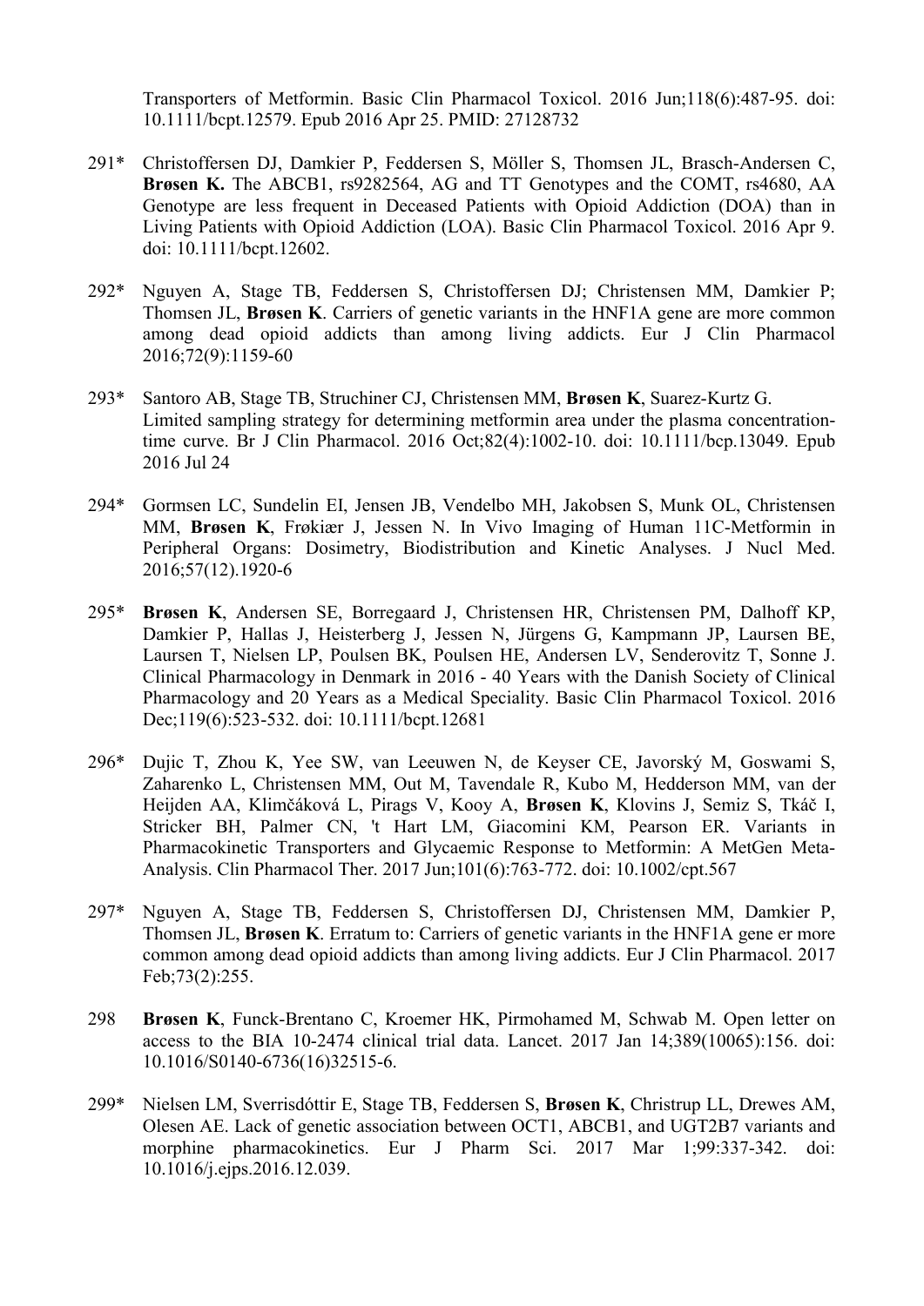Transporters of Metformin. Basic Clin Pharmacol Toxicol. 2016 Jun;118(6):487-95. doi: 10.1111/bcpt.12579. Epub 2016 Apr 25. PMID: 27128732

291* Christoffersen DJ, Damkier P, Feddersen S, Möller S, Thomsen JL, Brasch-Andersen C, **Brøsen K.** The ABCB1, rs9282564, AG and TT Genotypes and the COMT, rs4680, AA Genotype are less frequent in Deceased Patients with Opioid Addiction (DOA) than in Living Patients with Opioid Addiction (LOA). Basic Clin Pharmacol Toxicol. 2016 Apr 9. doi: 10.1111/bcpt.12602.

292* Nguyen A, Stage TB, Feddersen S, Christoffersen DJ; Christensen MM, Damkier P; Thomsen JL, **Brøsen K**. Carriers of genetic variants in the HNF1A gene are more common among dead opioid addicts than among living addicts. Eur J Clin Pharmacol 2016;72(9):1159-60

293* Santoro AB, Stage TB, Struchiner CJ, Christensen MM, **Brøsen K**, Suarez-Kurtz G. Limited sampling strategy for determining metformin area under the plasma concentration-time curve. Br J Clin Pharmacol. 2016 Oct;82(4):1002-10. doi: 10.1111/bcp.13049. Epub 2016 Jul 24

294* Gormsen LC, Sundelin EI, Jensen JB, Vendelbo MH, Jakobsen S, Munk OL, Christensen MM, **Brøsen K**, Frøkiær J, Jessen N. In Vivo Imaging of Human 11C-Metformin in Peripheral Organs: Dosimetry, Biodistribution and Kinetic Analyses. J Nucl Med. 2016;57(12).1920-6

295* **Brøsen K**, Andersen SE, Borregaard J, Christensen HR, Christensen PM, Dalhoff KP, Damkier P, Hallas J, Heisterberg J, Jessen N, Jürgens G, Kampmann JP, Laursen BE, Laursen T, Nielsen LP, Poulsen BK, Poulsen HE, Andersen LV, Senderovitz T, Sonne J. Clinical Pharmacology in Denmark in 2016 - 40 Years with the Danish Society of Clinical Pharmacology and 20 Years as a Medical Speciality. Basic Clin Pharmacol Toxicol. 2016 Dec;119(6):523-532. doi: 10.1111/bcpt.12681

296* Dujic T, Zhou K, Yee SW, van Leeuwen N, de Keyser CE, Javorský M, Goswami S, Zaharenko L, Christensen MM, Out M, Tavendale R, Kubo M, Hedderson MM, van der Heijden AA, Klimčáková L, Pirags V, Kooy A, **Brøsen K**, Klovins J, Semiz S, Tkáč I, Stricker BH, Palmer CN, 't Hart LM, Giacomini KM, Pearson ER. Variants in Pharmacokinetic Transporters and Glycaemic Response to Metformin: A MetGen Meta-Analysis. Clin Pharmacol Ther. 2017 Jun;101(6):763-772. doi: 10.1002/cpt.567

297* Nguyen A, Stage TB, Feddersen S, Christoffersen DJ, Christensen MM, Damkier P, Thomsen JL, **Brøsen K**. Erratum to: Carriers of genetic variants in the HNF1A gene er more common among dead opioid addicts than among living addicts. Eur J Clin Pharmacol. 2017 Feb;73(2):255.

298 **Brøsen K**, Funck-Brentano C, Kroemer HK, Pirmohamed M, Schwab M. Open letter on access to the BIA 10-2474 clinical trial data. Lancet. 2017 Jan 14;389(10065):156. doi: 10.1016/S0140-6736(16)32515-6.

299* Nielsen LM, Sverrisdóttir E, Stage TB, Feddersen S, **Brøsen K**, Christrup LL, Drewes AM, Olesen AE. Lack of genetic association between OCT1, ABCB1, and UGT2B7 variants and morphine pharmacokinetics. Eur J Pharm Sci. 2017 Mar 1;99:337-342. doi: 10.1016/j.ejps.2016.12.039.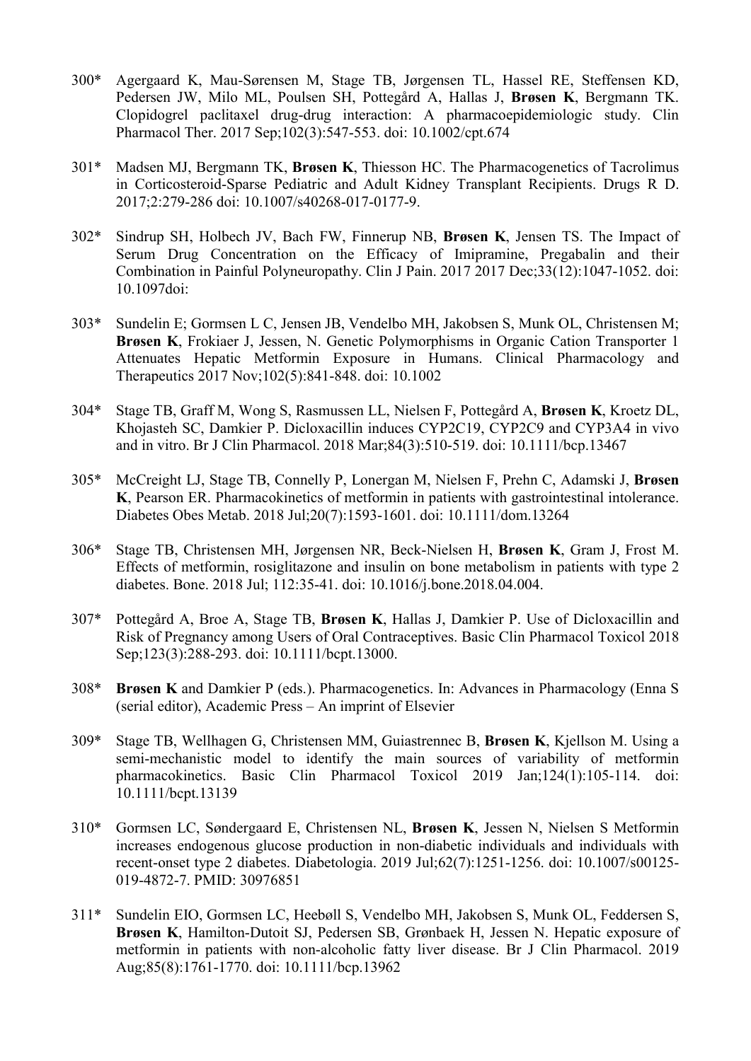300* Agergaard K, Mau-Sørensen M, Stage TB, Jørgensen TL, Hassel RE, Steffensen KD, Pedersen JW, Milo ML, Poulsen SH, Pottegård A, Hallas J, **Brøsen K**, Bergmann TK. Clopidogrel paclitaxel drug-drug interaction: A pharmacoepidemiologic study. Clin Pharmacol Ther. 2017 Sep;102(3):547-553. doi: 10.1002/cpt.674

301* Madsen MJ, Bergmann TK, **Brøsen K**, Thiesson HC. The Pharmacogenetics of Tacrolimus in Corticosteroid-Sparse Pediatric and Adult Kidney Transplant Recipients. Drugs R D. 2017;2:279-286 doi: 10.1007/s40268-017-0177-9.

302* Sindrup SH, Holbech JV, Bach FW, Finnerup NB, **Brøsen K**, Jensen TS. The Impact of Serum Drug Concentration on the Efficacy of Imipramine, Pregabalin and their Combination in Painful Polyneuropathy. Clin J Pain. 2017 2017 Dec;33(12):1047-1052. doi: 10.1097doi:

303* Sundelin E; Gormsen L C, Jensen JB, Vendelbo MH, Jakobsen S, Munk OL, Christensen M; **Brøsen K**, Frokiaer J, Jessen, N. Genetic Polymorphisms in Organic Cation Transporter 1 Attenuates Hepatic Metformin Exposure in Humans. Clinical Pharmacology and Therapeutics 2017 Nov;102(5):841-848. doi: 10.1002

304* Stage TB, Graff M, Wong S, Rasmussen LL, Nielsen F, Pottegård A, **Brøsen K**, Kroetz DL, Khojasteh SC, Damkier P. Dicloxacillin induces CYP2C19, CYP2C9 and CYP3A4 in vivo and in vitro. Br J Clin Pharmacol. 2018 Mar;84(3):510-519. doi: 10.1111/bcp.13467

305* McCreight LJ, Stage TB, Connelly P, Lonergan M, Nielsen F, Prehn C, Adamski J, **Brøsen K**, Pearson ER. Pharmacokinetics of metformin in patients with gastrointestinal intolerance. Diabetes Obes Metab. 2018 Jul;20(7):1593-1601. doi: 10.1111/dom.13264

306* Stage TB, Christensen MH, Jørgensen NR, Beck-Nielsen H, **Brøsen K**, Gram J, Frost M. Effects of metformin, rosiglitazone and insulin on bone metabolism in patients with type 2 diabetes. Bone. 2018 Jul; 112:35-41. doi: 10.1016/j.bone.2018.04.004.

307* Pottegård A, Broe A, Stage TB, **Brøsen K**, Hallas J, Damkier P. Use of Dicloxacillin and Risk of Pregnancy among Users of Oral Contraceptives. Basic Clin Pharmacol Toxicol 2018 Sep;123(3):288-293. doi: 10.1111/bcpt.13000.

308* **Brøsen K** and Damkier P (eds.). Pharmacogenetics. In: Advances in Pharmacology (Enna S (serial editor), Academic Press – An imprint of Elsevier

309* Stage TB, Wellhagen G, Christensen MM, Guiastrennec B, **Brøsen K**, Kjellson M. Using a semi-mechanistic model to identify the main sources of variability of metformin pharmacokinetics. Basic Clin Pharmacol Toxicol 2019 Jan;124(1):105-114. doi: 10.1111/bcpt.13139

310* Gormsen LC, Søndergaard E, Christensen NL, **Brøsen K**, Jessen N, Nielsen S Metformin increases endogenous glucose production in non-diabetic individuals and individuals with recent-onset type 2 diabetes. Diabetologia. 2019 Jul;62(7):1251-1256. doi: 10.1007/s00125-019-4872-7. PMID: 30976851

311* Sundelin EIO, Gormsen LC, Heebøll S, Vendelbo MH, Jakobsen S, Munk OL, Feddersen S, **Brøsen K**, Hamilton-Dutoit SJ, Pedersen SB, Grønbaek H, Jessen N. Hepatic exposure of metformin in patients with non-alcoholic fatty liver disease. Br J Clin Pharmacol. 2019 Aug;85(8):1761-1770. doi: 10.1111/bcp.13962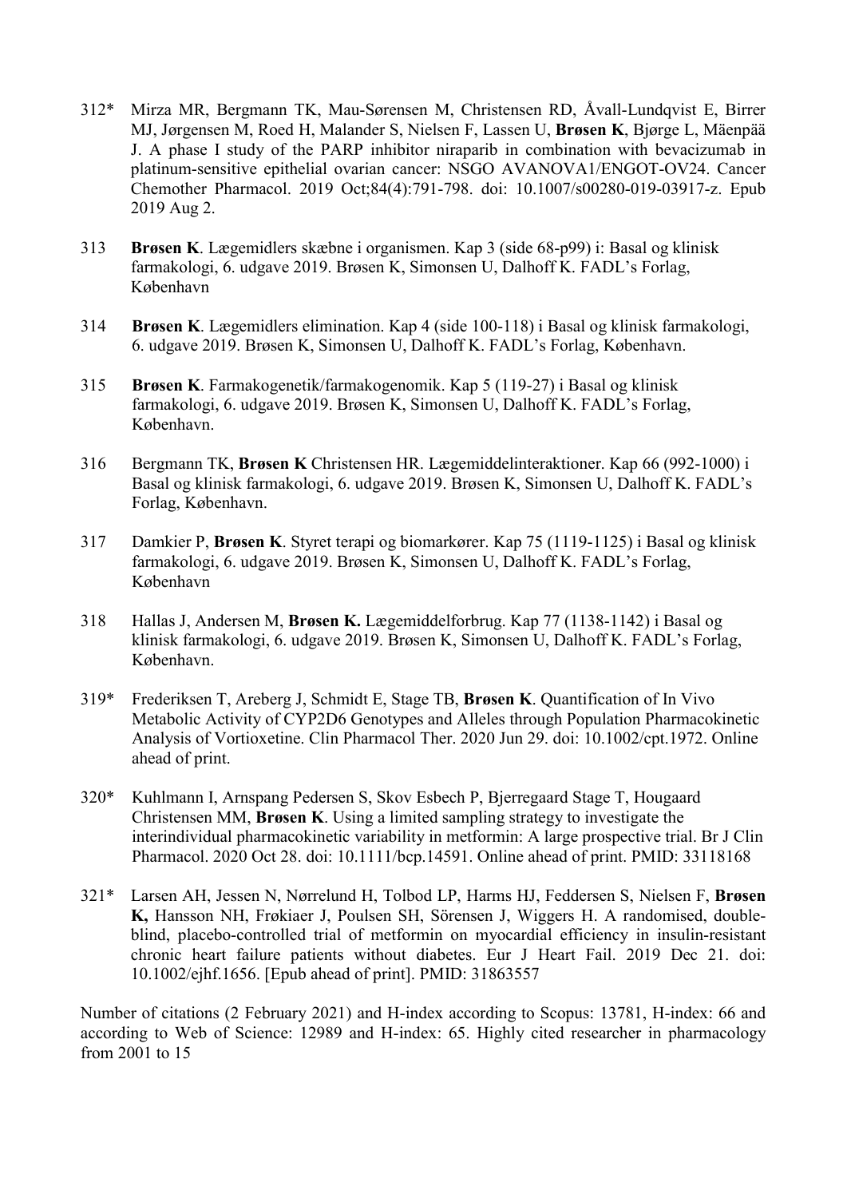312* Mirza MR, Bergmann TK, Mau-Sørensen M, Christensen RD, Åvall-Lundqvist E, Birrer MJ, Jørgensen M, Roed H, Malander S, Nielsen F, Lassen U, **Brøsen K**, Bjørge L, Mäenpää J. A phase I study of the PARP inhibitor niraparib in combination with bevacizumab in platinum-sensitive epithelial ovarian cancer: NSGO AVANOVA1/ENGOT-OV24. Cancer Chemother Pharmacol. 2019 Oct;84(4):791-798. doi: 10.1007/s00280-019-03917-z. Epub 2019 Aug 2.

313 **Brøsen K**. Lægemidlers skæbne i organismen. Kap 3 (side 68-p99) i: Basal og klinisk farmakologi, 6. udgave 2019. Brøsen K, Simonsen U, Dalhoff K. FADL's Forlag, København

314 **Brøsen K**. Lægemidlers elimination. Kap 4 (side 100-118) i Basal og klinisk farmakologi, 6. udgave 2019. Brøsen K, Simonsen U, Dalhoff K. FADL's Forlag, København.

315 **Brøsen K**. Farmakogenetik/farmakogenomik. Kap 5 (119-27) i Basal og klinisk farmakologi, 6. udgave 2019. Brøsen K, Simonsen U, Dalhoff K. FADL's Forlag, København.

316 Bergmann TK, **Brøsen K** Christensen HR. Lægemiddelinteraktioner. Kap 66 (992-1000) i Basal og klinisk farmakologi, 6. udgave 2019. Brøsen K, Simonsen U, Dalhoff K. FADL's Forlag, København.

317 Damkier P, **Brøsen K**. Styret terapi og biomarkører. Kap 75 (1119-1125) i Basal og klinisk farmakologi, 6. udgave 2019. Brøsen K, Simonsen U, Dalhoff K. FADL's Forlag, København

318 Hallas J, Andersen M, **Brøsen K.** Lægemiddelforbrug. Kap 77 (1138-1142) i Basal og klinisk farmakologi, 6. udgave 2019. Brøsen K, Simonsen U, Dalhoff K. FADL's Forlag, København.

319* Frederiksen T, Areberg J, Schmidt E, Stage TB, **Brøsen K**. Quantification of In Vivo Metabolic Activity of CYP2D6 Genotypes and Alleles through Population Pharmacokinetic Analysis of Vortioxetine. Clin Pharmacol Ther. 2020 Jun 29. doi: 10.1002/cpt.1972. Online ahead of print.

320* Kuhlmann I, Arnspang Pedersen S, Skov Esbech P, Bjerregaard Stage T, Hougaard Christensen MM, **Brøsen K**. Using a limited sampling strategy to investigate the interindividual pharmacokinetic variability in metformin: A large prospective trial. Br J Clin Pharmacol. 2020 Oct 28. doi: 10.1111/bcp.14591. Online ahead of print. PMID: 33118168

321* Larsen AH, Jessen N, Nørrelund H, Tolbod LP, Harms HJ, Feddersen S, Nielsen F, **Brøsen K,** Hansson NH, Frøkiaer J, Poulsen SH, Sörensen J, Wiggers H. A randomised, double-blind, placebo-controlled trial of metformin on myocardial efficiency in insulin-resistant chronic heart failure patients without diabetes. Eur J Heart Fail. 2019 Dec 21. doi: 10.1002/ejhf.1656. [Epub ahead of print]. PMID: 31863557

Number of citations (2 February 2021) and H-index according to Scopus: 13781, H-index: 66 and according to Web of Science: 12989 and H-index: 65. Highly cited researcher in pharmacology from 2001 to 15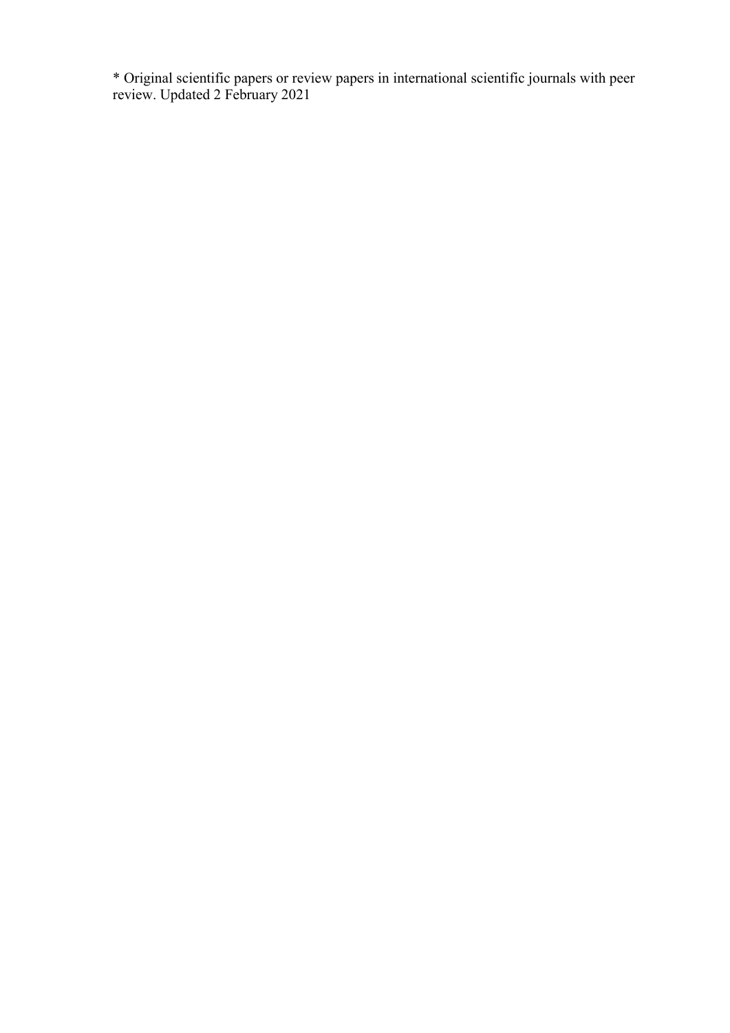* Original scientific papers or review papers in international scientific journals with peer review. Updated 2 February 2021